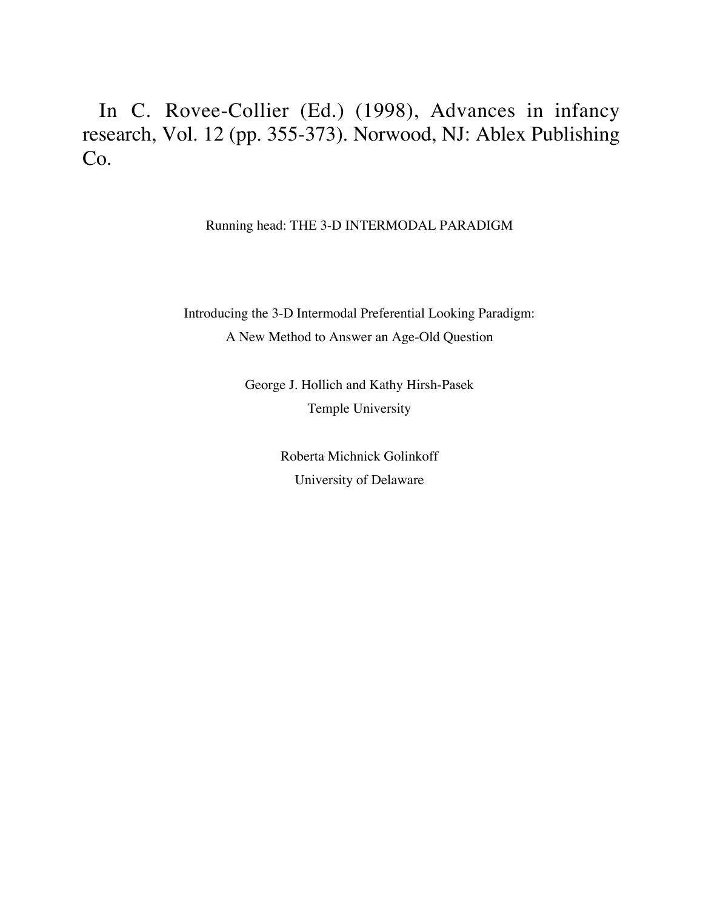In C. Rovee-Collier (Ed.) (1998), Advances in infancy research, Vol. 12 (pp. 355-373). Norwood, NJ: Ablex Publishing Co.

Running head: THE 3-D INTERMODAL PARADIGM

# Introducing the 3-D Intermodal Preferential Looking Paradigm: A New Method to Answer an Age-Old Question

George J. Hollich and Kathy Hirsh-Pasek
Temple University

Roberta Michnick Golinkoff
University of Delaware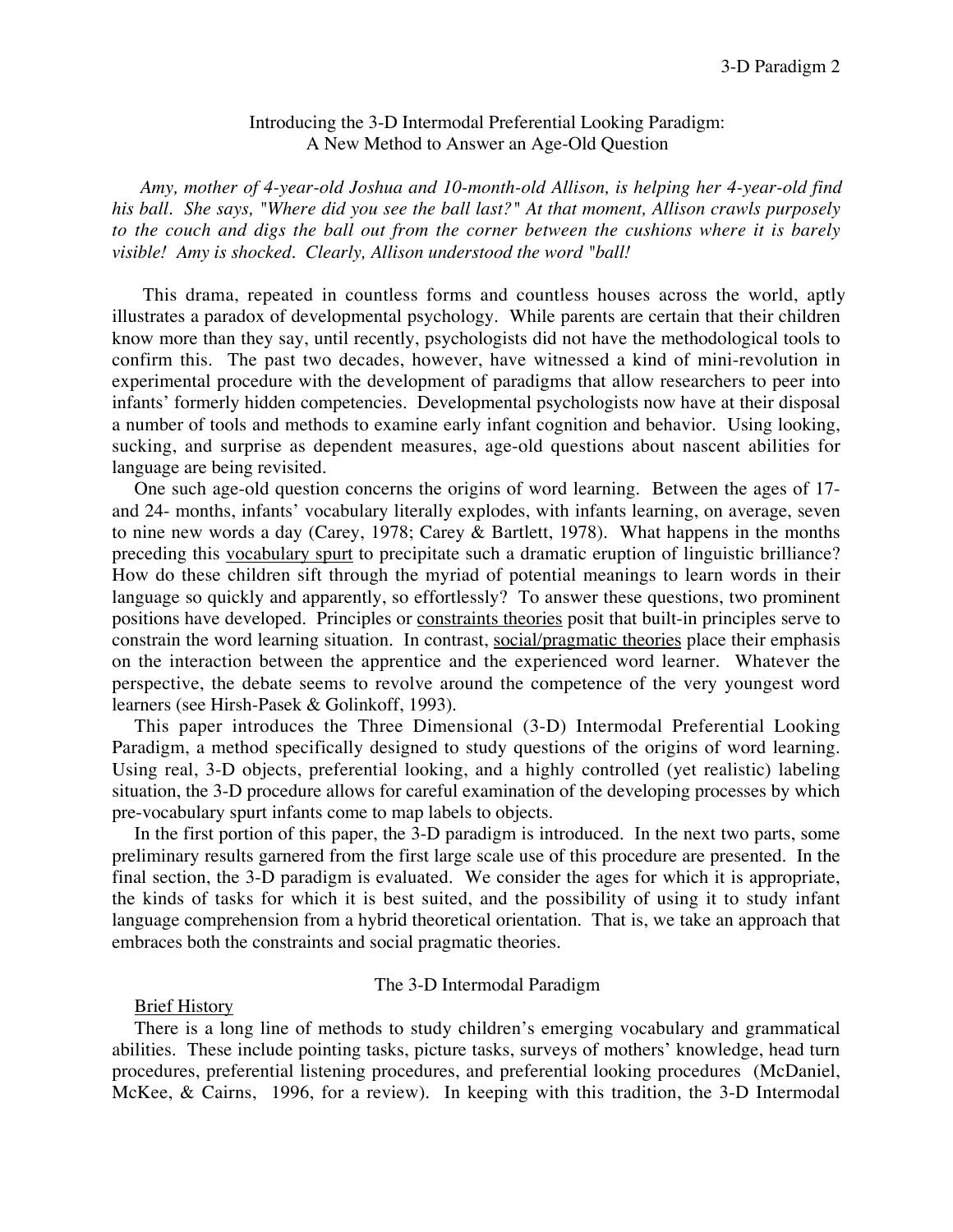## Introducing the 3-D Intermodal Preferential Looking Paradigm: A New Method to Answer an Age-Old Question

*Amy, mother of 4-year-old Joshua and 10-month-old Allison, is helping her 4-year-old find his ball. She says, "Where did you see the ball last?" At that moment, Allison crawls purposely to the couch and digs the ball out from the corner between the cushions where it is barely visible! Amy is shocked. Clearly, Allison understood the word "ball!*

This drama, repeated in countless forms and countless houses across the world, aptly illustrates a paradox of developmental psychology. While parents are certain that their children know more than they say, until recently, psychologists did not have the methodological tools to confirm this. The past two decades, however, have witnessed a kind of mini-revolution in experimental procedure with the development of paradigms that allow researchers to peer into infants' formerly hidden competencies. Developmental psychologists now have at their disposal a number of tools and methods to examine early infant cognition and behavior. Using looking, sucking, and surprise as dependent measures, age-old questions about nascent abilities for language are being revisited.

One such age-old question concerns the origins of word learning. Between the ages of 17- and 24- months, infants' vocabulary literally explodes, with infants learning, on average, seven to nine new words a day (Carey, 1978; Carey & Bartlett, 1978). What happens in the months preceding this <u>vocabulary spurt</u> to precipitate such a dramatic eruption of linguistic brilliance? How do these children sift through the myriad of potential meanings to learn words in their language so quickly and apparently, so effortlessly? To answer these questions, two prominent positions have developed. Principles or <u>constraints theories</u> posit that built-in principles serve to constrain the word learning situation. In contrast, <u>social/pragmatic theories</u> place their emphasis on the interaction between the apprentice and the experienced word learner. Whatever the perspective, the debate seems to revolve around the competence of the very youngest word learners (see Hirsh-Pasek & Golinkoff, 1993).

This paper introduces the Three Dimensional (3-D) Intermodal Preferential Looking Paradigm, a method specifically designed to study questions of the origins of word learning. Using real, 3-D objects, preferential looking, and a highly controlled (yet realistic) labeling situation, the 3-D procedure allows for careful examination of the developing processes by which pre-vocabulary spurt infants come to map labels to objects.

In the first portion of this paper, the 3-D paradigm is introduced. In the next two parts, some preliminary results garnered from the first large scale use of this procedure are presented. In the final section, the 3-D paradigm is evaluated. We consider the ages for which it is appropriate, the kinds of tasks for which it is best suited, and the possibility of using it to study infant language comprehension from a hybrid theoretical orientation. That is, we take an approach that embraces both the constraints and social pragmatic theories.

## The 3-D Intermodal Paradigm

### <u>Brief History</u>

There is a long line of methods to study children's emerging vocabulary and grammatical abilities. These include pointing tasks, picture tasks, surveys of mothers' knowledge, head turn procedures, preferential listening procedures, and preferential looking procedures (McDaniel, McKee, & Cairns, 1996, for a review). In keeping with this tradition, the 3-D Intermodal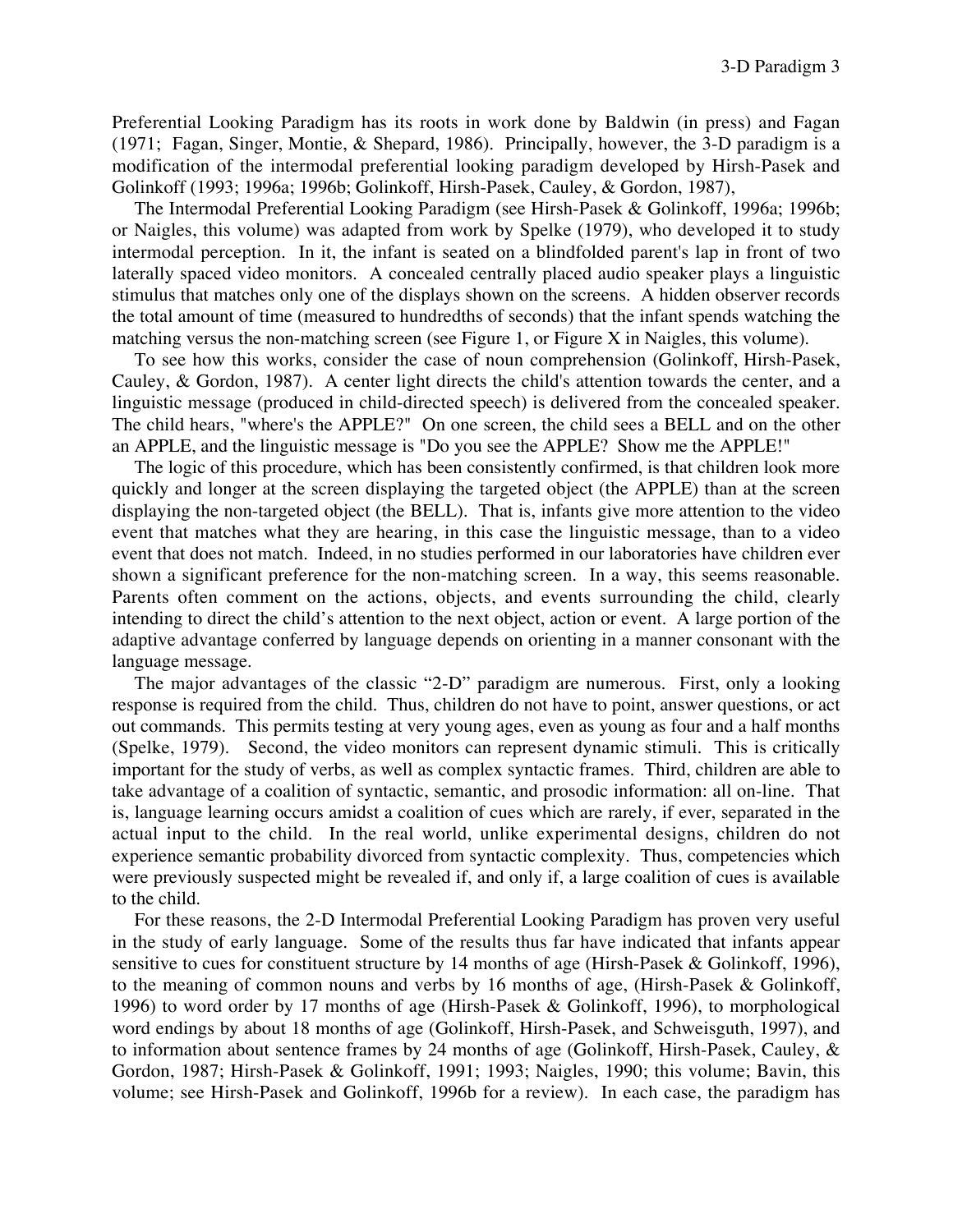Preferential Looking Paradigm has its roots in work done by Baldwin (in press) and Fagan (1971; Fagan, Singer, Montie, & Shepard, 1986). Principally, however, the 3-D paradigm is a modification of the intermodal preferential looking paradigm developed by Hirsh-Pasek and Golinkoff (1993; 1996a; 1996b; Golinkoff, Hirsh-Pasek, Cauley, & Gordon, 1987),

The Intermodal Preferential Looking Paradigm (see Hirsh-Pasek & Golinkoff, 1996a; 1996b; or Naigles, this volume) was adapted from work by Spelke (1979), who developed it to study intermodal perception. In it, the infant is seated on a blindfolded parent's lap in front of two laterally spaced video monitors. A concealed centrally placed audio speaker plays a linguistic stimulus that matches only one of the displays shown on the screens. A hidden observer records the total amount of time (measured to hundredths of seconds) that the infant spends watching the matching versus the non-matching screen (see Figure 1, or Figure X in Naigles, this volume).

To see how this works, consider the case of noun comprehension (Golinkoff, Hirsh-Pasek, Cauley, & Gordon, 1987). A center light directs the child's attention towards the center, and a linguistic message (produced in child-directed speech) is delivered from the concealed speaker. The child hears, "where's the APPLE?" On one screen, the child sees a BELL and on the other an APPLE, and the linguistic message is "Do you see the APPLE? Show me the APPLE!"

The logic of this procedure, which has been consistently confirmed, is that children look more quickly and longer at the screen displaying the targeted object (the APPLE) than at the screen displaying the non-targeted object (the BELL). That is, infants give more attention to the video event that matches what they are hearing, in this case the linguistic message, than to a video event that does not match. Indeed, in no studies performed in our laboratories have children ever shown a significant preference for the non-matching screen. In a way, this seems reasonable. Parents often comment on the actions, objects, and events surrounding the child, clearly intending to direct the child's attention to the next object, action or event. A large portion of the adaptive advantage conferred by language depends on orienting in a manner consonant with the language message.

The major advantages of the classic "2-D" paradigm are numerous. First, only a looking response is required from the child. Thus, children do not have to point, answer questions, or act out commands. This permits testing at very young ages, even as young as four and a half months (Spelke, 1979). Second, the video monitors can represent dynamic stimuli. This is critically important for the study of verbs, as well as complex syntactic frames. Third, children are able to take advantage of a coalition of syntactic, semantic, and prosodic information: all on-line. That is, language learning occurs amidst a coalition of cues which are rarely, if ever, separated in the actual input to the child. In the real world, unlike experimental designs, children do not experience semantic probability divorced from syntactic complexity. Thus, competencies which were previously suspected might be revealed if, and only if, a large coalition of cues is available to the child.

For these reasons, the 2-D Intermodal Preferential Looking Paradigm has proven very useful in the study of early language. Some of the results thus far have indicated that infants appear sensitive to cues for constituent structure by 14 months of age (Hirsh-Pasek & Golinkoff, 1996), to the meaning of common nouns and verbs by 16 months of age, (Hirsh-Pasek & Golinkoff, 1996) to word order by 17 months of age (Hirsh-Pasek & Golinkoff, 1996), to morphological word endings by about 18 months of age (Golinkoff, Hirsh-Pasek, and Schweisguth, 1997), and to information about sentence frames by 24 months of age (Golinkoff, Hirsh-Pasek, Cauley, & Gordon, 1987; Hirsh-Pasek & Golinkoff, 1991; 1993; Naigles, 1990; this volume; Bavin, this volume; see Hirsh-Pasek and Golinkoff, 1996b for a review). In each case, the paradigm has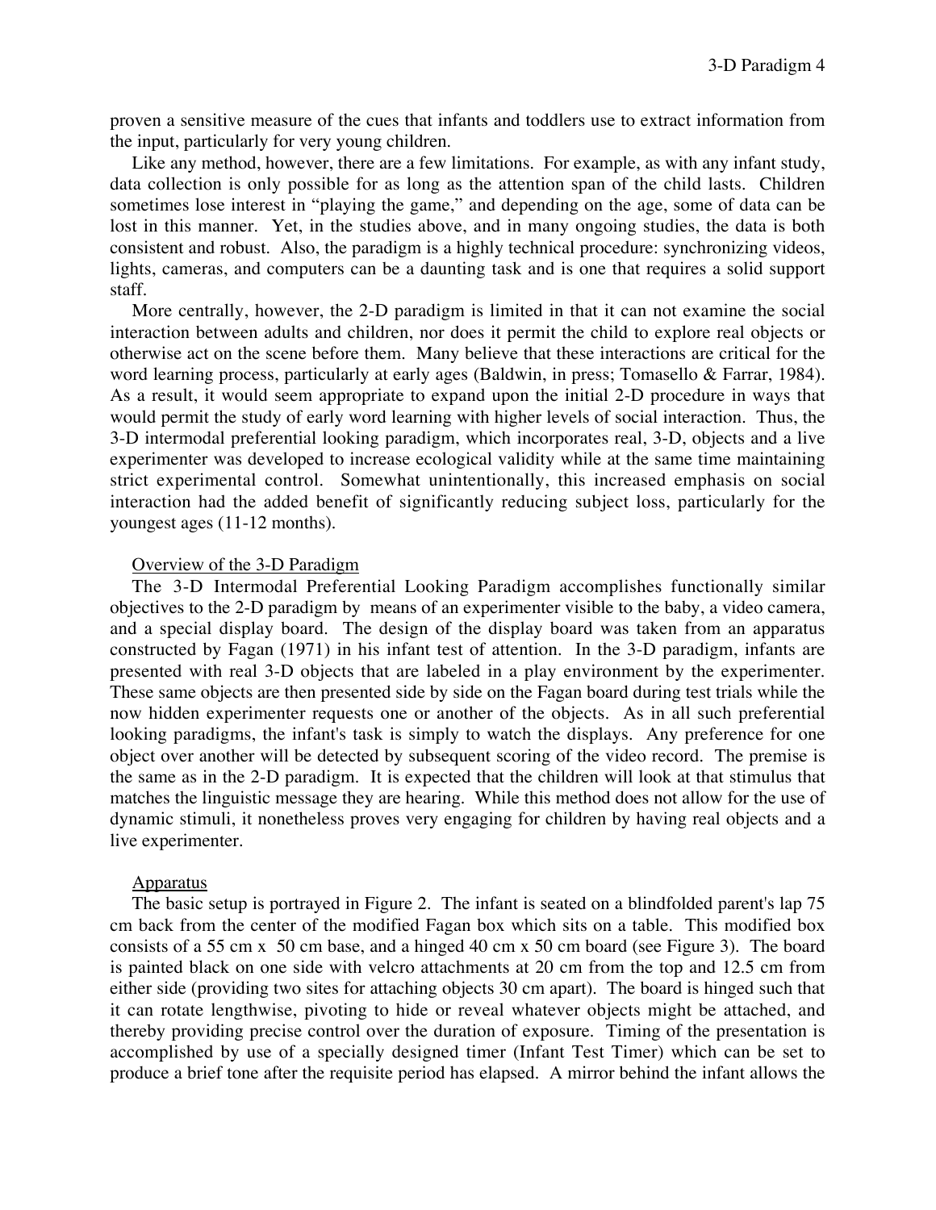proven a sensitive measure of the cues that infants and toddlers use to extract information from the input, particularly for very young children.

Like any method, however, there are a few limitations. For example, as with any infant study, data collection is only possible for as long as the attention span of the child lasts. Children sometimes lose interest in "playing the game," and depending on the age, some of data can be lost in this manner. Yet, in the studies above, and in many ongoing studies, the data is both consistent and robust. Also, the paradigm is a highly technical procedure: synchronizing videos, lights, cameras, and computers can be a daunting task and is one that requires a solid support staff.

More centrally, however, the 2-D paradigm is limited in that it can not examine the social interaction between adults and children, nor does it permit the child to explore real objects or otherwise act on the scene before them. Many believe that these interactions are critical for the word learning process, particularly at early ages (Baldwin, in press; Tomasello & Farrar, 1984). As a result, it would seem appropriate to expand upon the initial 2-D procedure in ways that would permit the study of early word learning with higher levels of social interaction. Thus, the 3-D intermodal preferential looking paradigm, which incorporates real, 3-D, objects and a live experimenter was developed to increase ecological validity while at the same time maintaining strict experimental control. Somewhat unintentionally, this increased emphasis on social interaction had the added benefit of significantly reducing subject loss, particularly for the youngest ages (11-12 months).

## Overview of the 3-D Paradigm

The 3-D Intermodal Preferential Looking Paradigm accomplishes functionally similar objectives to the 2-D paradigm by means of an experimenter visible to the baby, a video camera, and a special display board. The design of the display board was taken from an apparatus constructed by Fagan (1971) in his infant test of attention. In the 3-D paradigm, infants are presented with real 3-D objects that are labeled in a play environment by the experimenter. These same objects are then presented side by side on the Fagan board during test trials while the now hidden experimenter requests one or another of the objects. As in all such preferential looking paradigms, the infant's task is simply to watch the displays. Any preference for one object over another will be detected by subsequent scoring of the video record. The premise is the same as in the 2-D paradigm. It is expected that the children will look at that stimulus that matches the linguistic message they are hearing. While this method does not allow for the use of dynamic stimuli, it nonetheless proves very engaging for children by having real objects and a live experimenter.

## Apparatus

The basic setup is portrayed in Figure 2. The infant is seated on a blindfolded parent's lap 75 cm back from the center of the modified Fagan box which sits on a table. This modified box consists of a 55 cm x 50 cm base, and a hinged 40 cm x 50 cm board (see Figure 3). The board is painted black on one side with velcro attachments at 20 cm from the top and 12.5 cm from either side (providing two sites for attaching objects 30 cm apart). The board is hinged such that it can rotate lengthwise, pivoting to hide or reveal whatever objects might be attached, and thereby providing precise control over the duration of exposure. Timing of the presentation is accomplished by use of a specially designed timer (Infant Test Timer) which can be set to produce a brief tone after the requisite period has elapsed. A mirror behind the infant allows the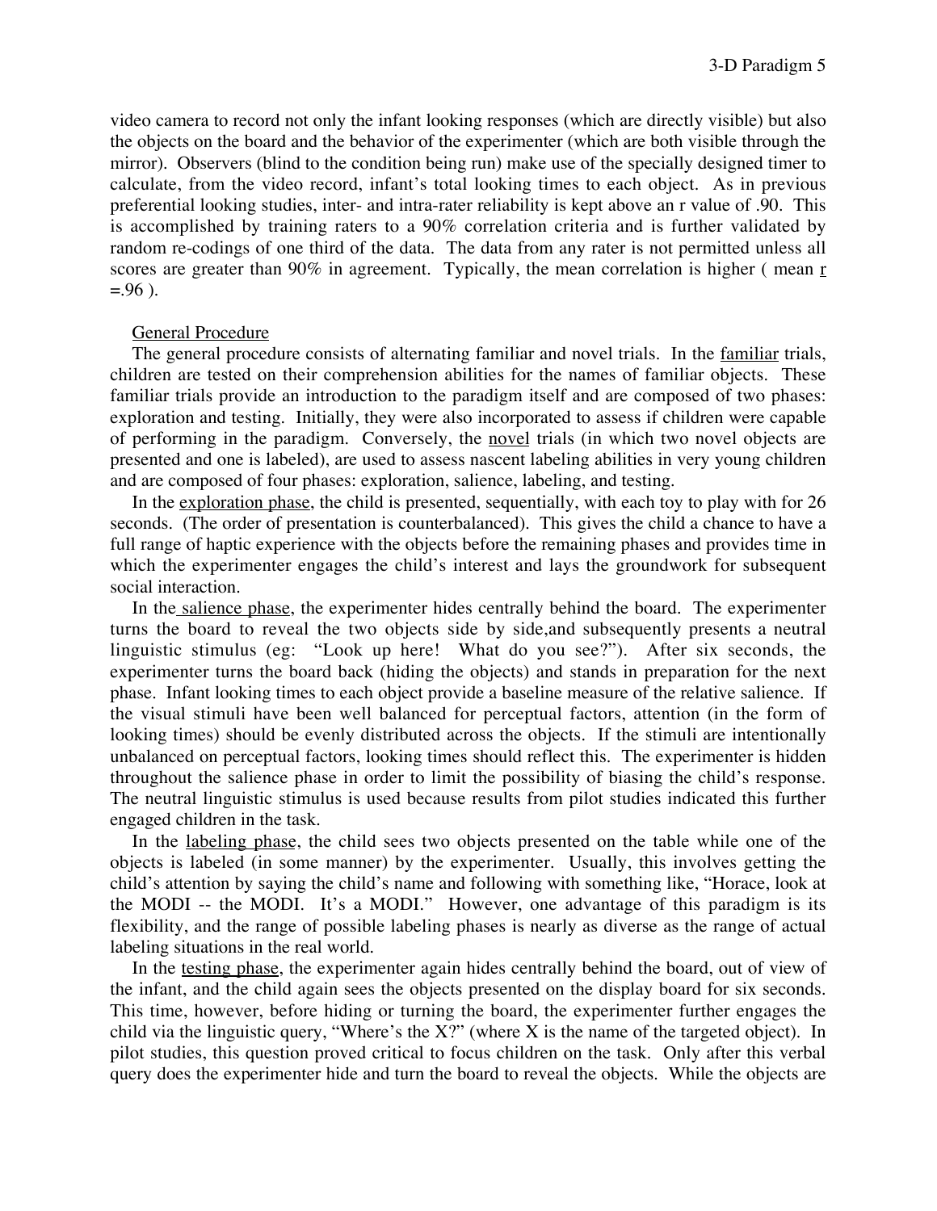video camera to record not only the infant looking responses (which are directly visible) but also the objects on the board and the behavior of the experimenter (which are both visible through the mirror). Observers (blind to the condition being run) make use of the specially designed timer to calculate, from the video record, infant's total looking times to each object. As in previous preferential looking studies, inter- and intra-rater reliability is kept above an r value of .90. This is accomplished by training raters to a 90% correlation criteria and is further validated by random re-codings of one third of the data. The data from any rater is not permitted unless all scores are greater than 90% in agreement. Typically, the mean correlation is higher ( mean r =.96 ).

## General Procedure

The general procedure consists of alternating familiar and novel trials. In the familiar trials, children are tested on their comprehension abilities for the names of familiar objects. These familiar trials provide an introduction to the paradigm itself and are composed of two phases: exploration and testing. Initially, they were also incorporated to assess if children were capable of performing in the paradigm. Conversely, the novel trials (in which two novel objects are presented and one is labeled), are used to assess nascent labeling abilities in very young children and are composed of four phases: exploration, salience, labeling, and testing.

In the exploration phase, the child is presented, sequentially, with each toy to play with for 26 seconds. (The order of presentation is counterbalanced). This gives the child a chance to have a full range of haptic experience with the objects before the remaining phases and provides time in which the experimenter engages the child's interest and lays the groundwork for subsequent social interaction.

In the salience phase, the experimenter hides centrally behind the board. The experimenter turns the board to reveal the two objects side by side,and subsequently presents a neutral linguistic stimulus (eg: "Look up here! What do you see?"). After six seconds, the experimenter turns the board back (hiding the objects) and stands in preparation for the next phase. Infant looking times to each object provide a baseline measure of the relative salience. If the visual stimuli have been well balanced for perceptual factors, attention (in the form of looking times) should be evenly distributed across the objects. If the stimuli are intentionally unbalanced on perceptual factors, looking times should reflect this. The experimenter is hidden throughout the salience phase in order to limit the possibility of biasing the child's response. The neutral linguistic stimulus is used because results from pilot studies indicated this further engaged children in the task.

In the labeling phase, the child sees two objects presented on the table while one of the objects is labeled (in some manner) by the experimenter. Usually, this involves getting the child's attention by saying the child's name and following with something like, "Horace, look at the MODI -- the MODI. It's a MODI." However, one advantage of this paradigm is its flexibility, and the range of possible labeling phases is nearly as diverse as the range of actual labeling situations in the real world.

In the testing phase, the experimenter again hides centrally behind the board, out of view of the infant, and the child again sees the objects presented on the display board for six seconds. This time, however, before hiding or turning the board, the experimenter further engages the child via the linguistic query, "Where's the X?" (where X is the name of the targeted object). In pilot studies, this question proved critical to focus children on the task. Only after this verbal query does the experimenter hide and turn the board to reveal the objects. While the objects are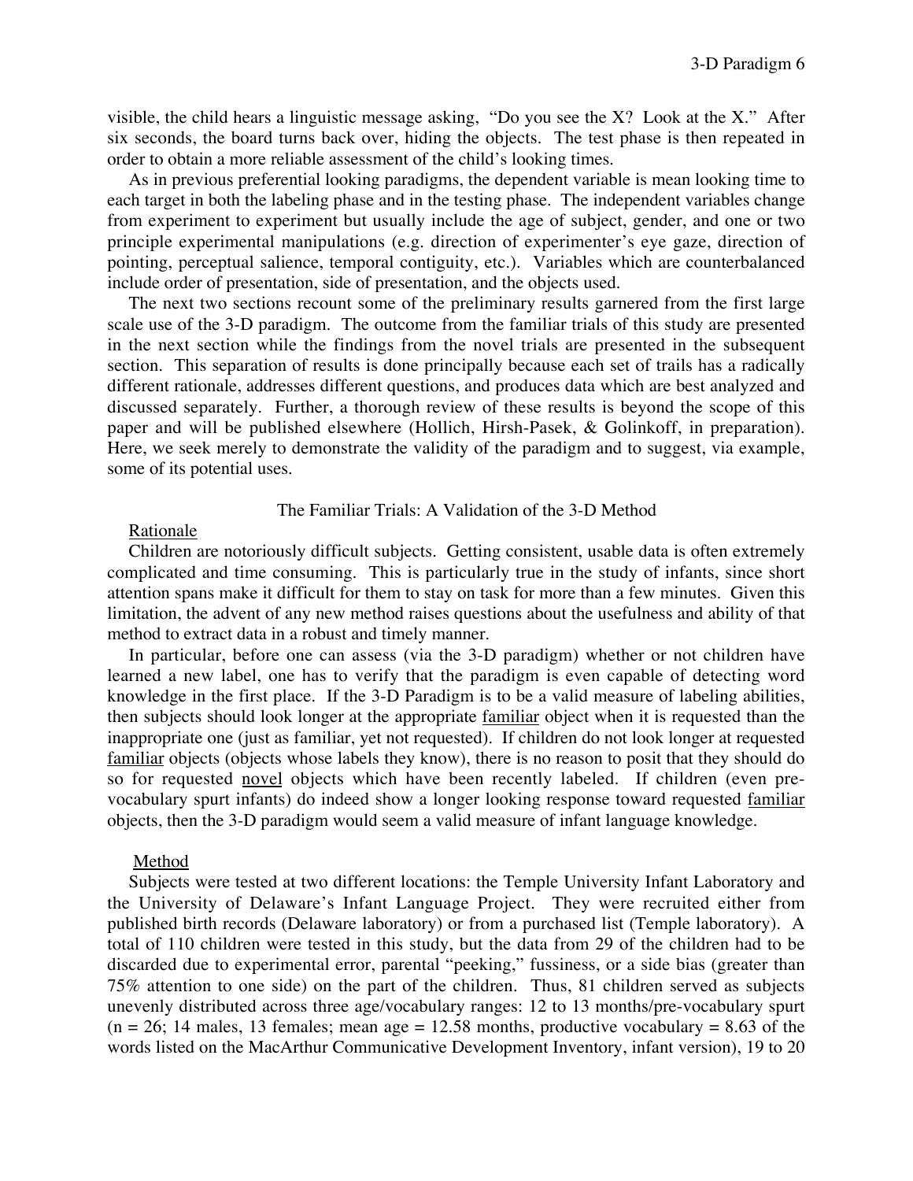visible, the child hears a linguistic message asking, "Do you see the X? Look at the X." After six seconds, the board turns back over, hiding the objects. The test phase is then repeated in order to obtain a more reliable assessment of the child's looking times.

As in previous preferential looking paradigms, the dependent variable is mean looking time to each target in both the labeling phase and in the testing phase. The independent variables change from experiment to experiment but usually include the age of subject, gender, and one or two principle experimental manipulations (e.g. direction of experimenter's eye gaze, direction of pointing, perceptual salience, temporal contiguity, etc.). Variables which are counterbalanced include order of presentation, side of presentation, and the objects used.

The next two sections recount some of the preliminary results garnered from the first large scale use of the 3-D paradigm. The outcome from the familiar trials of this study are presented in the next section while the findings from the novel trials are presented in the subsequent section. This separation of results is done principally because each set of trails has a radically different rationale, addresses different questions, and produces data which are best analyzed and discussed separately. Further, a thorough review of these results is beyond the scope of this paper and will be published elsewhere (Hollich, Hirsh-Pasek, & Golinkoff, in preparation). Here, we seek merely to demonstrate the validity of the paradigm and to suggest, via example, some of its potential uses.

## The Familiar Trials: A Validation of the 3-D Method

### Rationale

Children are notoriously difficult subjects. Getting consistent, usable data is often extremely complicated and time consuming. This is particularly true in the study of infants, since short attention spans make it difficult for them to stay on task for more than a few minutes. Given this limitation, the advent of any new method raises questions about the usefulness and ability of that method to extract data in a robust and timely manner.

In particular, before one can assess (via the 3-D paradigm) whether or not children have learned a new label, one has to verify that the paradigm is even capable of detecting word knowledge in the first place. If the 3-D Paradigm is to be a valid measure of labeling abilities, then subjects should look longer at the appropriate familiar object when it is requested than the inappropriate one (just as familiar, yet not requested). If children do not look longer at requested familiar objects (objects whose labels they know), there is no reason to posit that they should do so for requested novel objects which have been recently labeled. If children (even pre-vocabulary spurt infants) do indeed show a longer looking response toward requested familiar objects, then the 3-D paradigm would seem a valid measure of infant language knowledge.

### Method

Subjects were tested at two different locations: the Temple University Infant Laboratory and the University of Delaware's Infant Language Project. They were recruited either from published birth records (Delaware laboratory) or from a purchased list (Temple laboratory). A total of 110 children were tested in this study, but the data from 29 of the children had to be discarded due to experimental error, parental "peeking," fussiness, or a side bias (greater than 75% attention to one side) on the part of the children. Thus, 81 children served as subjects unevenly distributed across three age/vocabulary ranges: 12 to 13 months/pre-vocabulary spurt ($n = 26$; 14 males, 13 females; mean age = 12.58 months, productive vocabulary = 8.63 of the words listed on the MacArthur Communicative Development Inventory, infant version), 19 to 20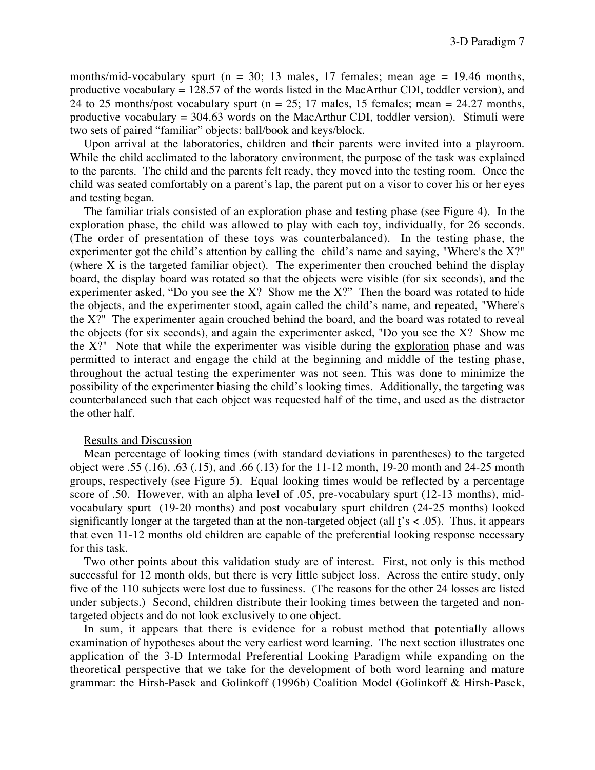months/mid-vocabulary spurt (n = 30; 13 males, 17 females; mean age = 19.46 months, productive vocabulary = 128.57 of the words listed in the MacArthur CDI, toddler version), and 24 to 25 months/post vocabulary spurt (n = 25; 17 males, 15 females; mean = 24.27 months, productive vocabulary = 304.63 words on the MacArthur CDI, toddler version). Stimuli were two sets of paired "familiar" objects: ball/book and keys/block.

Upon arrival at the laboratories, children and their parents were invited into a playroom. While the child acclimated to the laboratory environment, the purpose of the task was explained to the parents. The child and the parents felt ready, they moved into the testing room. Once the child was seated comfortably on a parent's lap, the parent put on a visor to cover his or her eyes and testing began.

The familiar trials consisted of an exploration phase and testing phase (see Figure 4). In the exploration phase, the child was allowed to play with each toy, individually, for 26 seconds. (The order of presentation of these toys was counterbalanced). In the testing phase, the experimenter got the child's attention by calling the child's name and saying, "Where's the X?" (where X is the targeted familiar object). The experimenter then crouched behind the display board, the display board was rotated so that the objects were visible (for six seconds), and the experimenter asked, "Do you see the X? Show me the X?" Then the board was rotated to hide the objects, and the experimenter stood, again called the child's name, and repeated, "Where's the X?" The experimenter again crouched behind the board, and the board was rotated to reveal the objects (for six seconds), and again the experimenter asked, "Do you see the X? Show me the X?" Note that while the experimenter was visible during the <u>exploration</u> phase and was permitted to interact and engage the child at the beginning and middle of the testing phase, throughout the actual <u>testing</u> the experimenter was not seen. This was done to minimize the possibility of the experimenter biasing the child's looking times. Additionally, the targeting was counterbalanced such that each object was requested half of the time, and used as the distractor the other half.

<u>Results and Discussion</u>

Mean percentage of looking times (with standard deviations in parentheses) to the targeted object were .55 (.16), .63 (.15), and .66 (.13) for the 11-12 month, 19-20 month and 24-25 month groups, respectively (see Figure 5). Equal looking times would be reflected by a percentage score of .50. However, with an alpha level of .05, pre-vocabulary spurt (12-13 months), mid-vocabulary spurt (19-20 months) and post vocabulary spurt children (24-25 months) looked significantly longer at the targeted than at the non-targeted object (all $\underline{t}$'s < .05). Thus, it appears that even 11-12 months old children are capable of the preferential looking response necessary for this task.

Two other points about this validation study are of interest. First, not only is this method successful for 12 month olds, but there is very little subject loss. Across the entire study, only five of the 110 subjects were lost due to fussiness. (The reasons for the other 24 losses are listed under subjects.) Second, children distribute their looking times between the targeted and non-targeted objects and do not look exclusively to one object.

In sum, it appears that there is evidence for a robust method that potentially allows examination of hypotheses about the very earliest word learning. The next section illustrates one application of the 3-D Intermodal Preferential Looking Paradigm while expanding on the theoretical perspective that we take for the development of both word learning and mature grammar: the Hirsh-Pasek and Golinkoff (1996b) Coalition Model (Golinkoff & Hirsh-Pasek,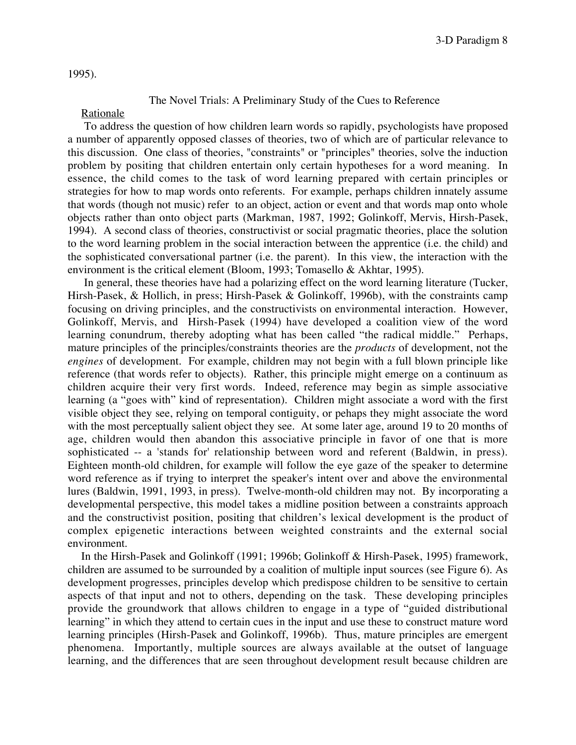1995).

## The Novel Trials: A Preliminary Study of the Cues to Reference

### Rationale

To address the question of how children learn words so rapidly, psychologists have proposed a number of apparently opposed classes of theories, two of which are of particular relevance to this discussion. One class of theories, "constraints" or "principles" theories, solve the induction problem by positing that children entertain only certain hypotheses for a word meaning. In essence, the child comes to the task of word learning prepared with certain principles or strategies for how to map words onto referents. For example, perhaps children innately assume that words (though not music) refer to an object, action or event and that words map onto whole objects rather than onto object parts (Markman, 1987, 1992; Golinkoff, Mervis, Hirsh-Pasek, 1994). A second class of theories, constructivist or social pragmatic theories, place the solution to the word learning problem in the social interaction between the apprentice (i.e. the child) and the sophisticated conversational partner (i.e. the parent). In this view, the interaction with the environment is the critical element (Bloom, 1993; Tomasello & Akhtar, 1995).

In general, these theories have had a polarizing effect on the word learning literature (Tucker, Hirsh-Pasek, & Hollich, in press; Hirsh-Pasek & Golinkoff, 1996b), with the constraints camp focusing on driving principles, and the constructivists on environmental interaction. However, Golinkoff, Mervis, and Hirsh-Pasek (1994) have developed a coalition view of the word learning conundrum, thereby adopting what has been called "the radical middle." Perhaps, mature principles of the principles/constraints theories are the *products* of development, not the *engines* of development. For example, children may not begin with a full blown principle like reference (that words refer to objects). Rather, this principle might emerge on a continuum as children acquire their very first words. Indeed, reference may begin as simple associative learning (a "goes with" kind of representation). Children might associate a word with the first visible object they see, relying on temporal contiguity, or pehaps they might associate the word with the most perceptually salient object they see. At some later age, around 19 to 20 months of age, children would then abandon this associative principle in favor of one that is more sophisticated -- a 'stands for' relationship between word and referent (Baldwin, in press). Eighteen month-old children, for example will follow the eye gaze of the speaker to determine word reference as if trying to interpret the speaker's intent over and above the environmental lures (Baldwin, 1991, 1993, in press). Twelve-month-old children may not. By incorporating a developmental perspective, this model takes a midline position between a constraints approach and the constructivist position, positing that children's lexical development is the product of complex epigenetic interactions between weighted constraints and the external social environment.

In the Hirsh-Pasek and Golinkoff (1991; 1996b; Golinkoff & Hirsh-Pasek, 1995) framework, children are assumed to be surrounded by a coalition of multiple input sources (see Figure 6). As development progresses, principles develop which predispose children to be sensitive to certain aspects of that input and not to others, depending on the task. These developing principles provide the groundwork that allows children to engage in a type of "guided distributional learning" in which they attend to certain cues in the input and use these to construct mature word learning principles (Hirsh-Pasek and Golinkoff, 1996b). Thus, mature principles are emergent phenomena. Importantly, multiple sources are always available at the outset of language learning, and the differences that are seen throughout development result because children are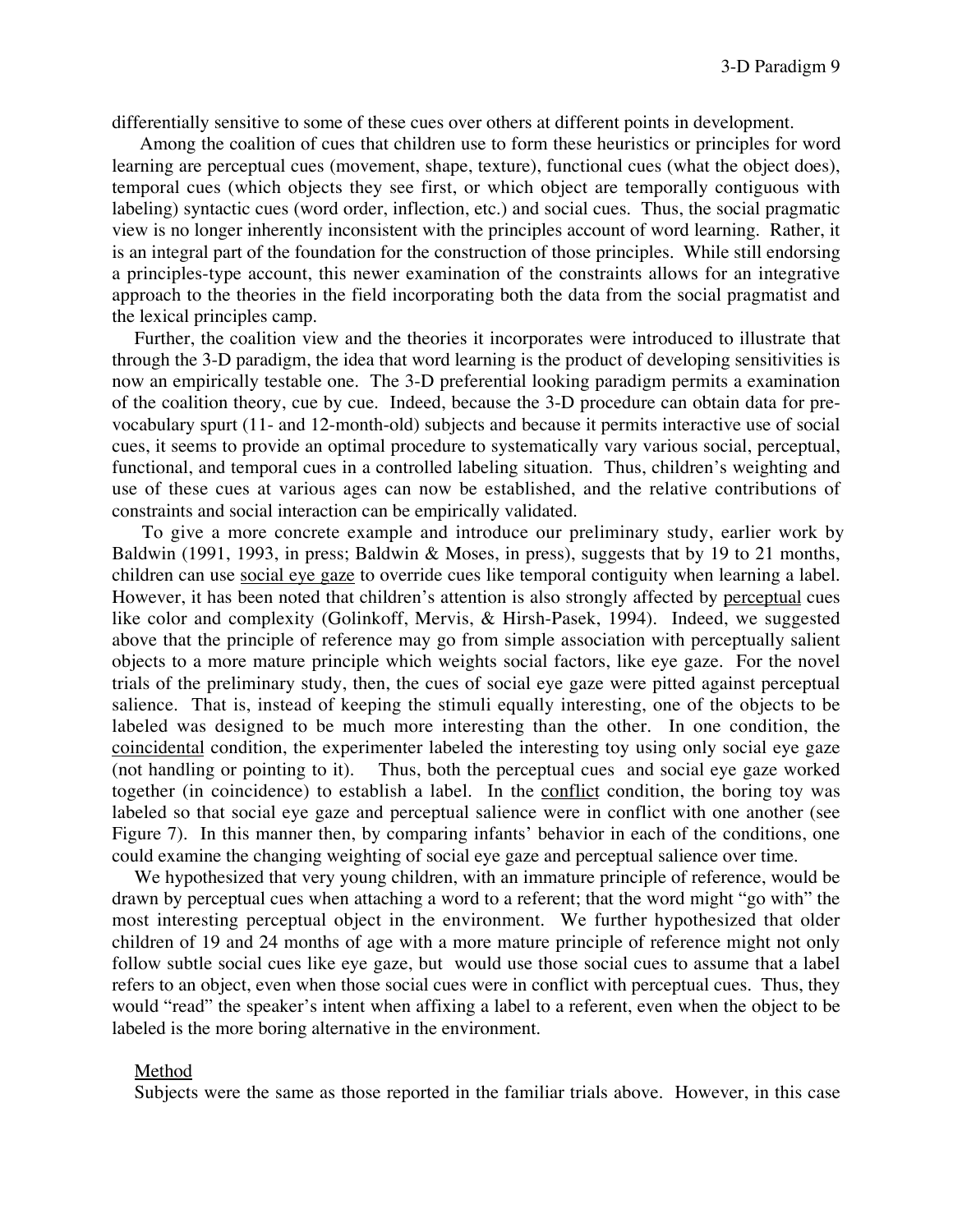differentially sensitive to some of these cues over others at different points in development.

Among the coalition of cues that children use to form these heuristics or principles for word learning are perceptual cues (movement, shape, texture), functional cues (what the object does), temporal cues (which objects they see first, or which object are temporally contiguous with labeling) syntactic cues (word order, inflection, etc.) and social cues. Thus, the social pragmatic view is no longer inherently inconsistent with the principles account of word learning. Rather, it is an integral part of the foundation for the construction of those principles. While still endorsing a principles-type account, this newer examination of the constraints allows for an integrative approach to the theories in the field incorporating both the data from the social pragmatist and the lexical principles camp.

Further, the coalition view and the theories it incorporates were introduced to illustrate that through the 3-D paradigm, the idea that word learning is the product of developing sensitivities is now an empirically testable one. The 3-D preferential looking paradigm permits a examination of the coalition theory, cue by cue. Indeed, because the 3-D procedure can obtain data for pre-vocabulary spurt (11- and 12-month-old) subjects and because it permits interactive use of social cues, it seems to provide an optimal procedure to systematically vary various social, perceptual, functional, and temporal cues in a controlled labeling situation. Thus, children's weighting and use of these cues at various ages can now be established, and the relative contributions of constraints and social interaction can be empirically validated.

To give a more concrete example and introduce our preliminary study, earlier work by Baldwin (1991, 1993, in press; Baldwin & Moses, in press), suggests that by 19 to 21 months, children can use <u>social eye gaze</u> to override cues like temporal contiguity when learning a label. However, it has been noted that children's attention is also strongly affected by <u>perceptual</u> cues like color and complexity (Golinkoff, Mervis, & Hirsh-Pasek, 1994). Indeed, we suggested above that the principle of reference may go from simple association with perceptually salient objects to a more mature principle which weights social factors, like eye gaze. For the novel trials of the preliminary study, then, the cues of social eye gaze were pitted against perceptual salience. That is, instead of keeping the stimuli equally interesting, one of the objects to be labeled was designed to be much more interesting than the other. In one condition, the <u>coincidental</u> condition, the experimenter labeled the interesting toy using only social eye gaze (not handling or pointing to it). Thus, both the perceptual cues and social eye gaze worked together (in coincidence) to establish a label. In the <u>conflict</u> condition, the boring toy was labeled so that social eye gaze and perceptual salience were in conflict with one another (see Figure 7). In this manner then, by comparing infants' behavior in each of the conditions, one could examine the changing weighting of social eye gaze and perceptual salience over time.

We hypothesized that very young children, with an immature principle of reference, would be drawn by perceptual cues when attaching a word to a referent; that the word might "go with" the most interesting perceptual object in the environment. We further hypothesized that older children of 19 and 24 months of age with a more mature principle of reference might not only follow subtle social cues like eye gaze, but would use those social cues to assume that a label refers to an object, even when those social cues were in conflict with perceptual cues. Thus, they would "read" the speaker's intent when affixing a label to a referent, even when the object to be labeled is the more boring alternative in the environment.

<u>Method</u>

Subjects were the same as those reported in the familiar trials above. However, in this case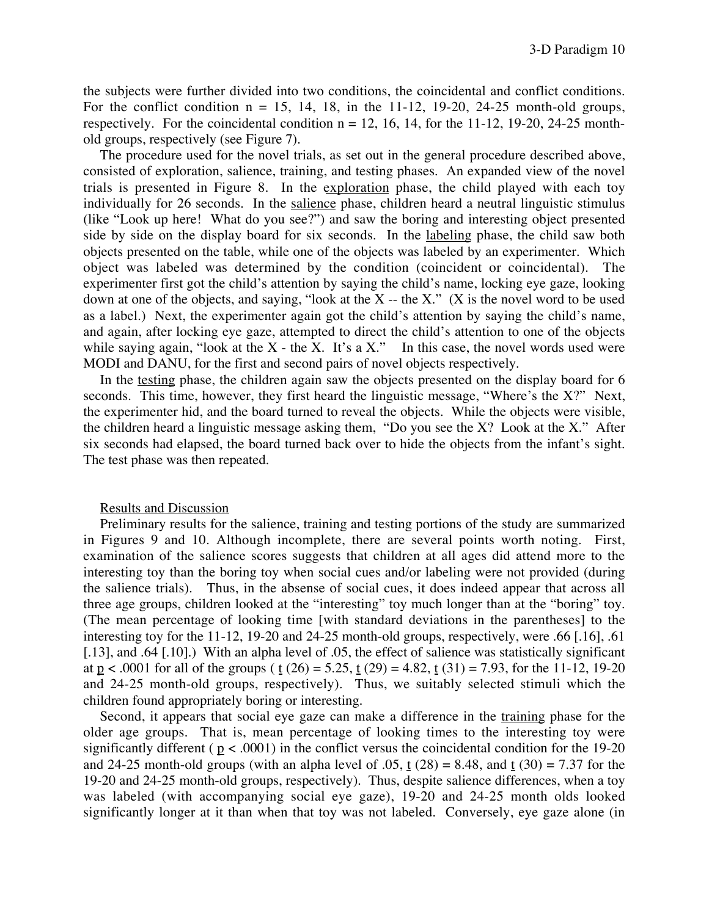the subjects were further divided into two conditions, the coincidental and conflict conditions. For the conflict condition n = 15, 14, 18, in the 11-12, 19-20, 24-25 month-old groups, respectively. For the coincidental condition n = 12, 16, 14, for the 11-12, 19-20, 24-25 month-old groups, respectively (see Figure 7).

The procedure used for the novel trials, as set out in the general procedure described above, consisted of exploration, salience, training, and testing phases. An expanded view of the novel trials is presented in Figure 8. In the exploration phase, the child played with each toy individually for 26 seconds. In the salience phase, children heard a neutral linguistic stimulus (like "Look up here! What do you see?") and saw the boring and interesting object presented side by side on the display board for six seconds. In the labeling phase, the child saw both objects presented on the table, while one of the objects was labeled by an experimenter. Which object was labeled was determined by the condition (coincident or coincidental). The experimenter first got the child's attention by saying the child's name, locking eye gaze, looking down at one of the objects, and saying, "look at the X -- the X." (X is the novel word to be used as a label.) Next, the experimenter again got the child's attention by saying the child's name, and again, after locking eye gaze, attempted to direct the child's attention to one of the objects while saying again, "look at the X - the X. It's a X." In this case, the novel words used were MODI and DANU, for the first and second pairs of novel objects respectively.

In the testing phase, the children again saw the objects presented on the display board for 6 seconds. This time, however, they first heard the linguistic message, "Where's the X?" Next, the experimenter hid, and the board turned to reveal the objects. While the objects were visible, the children heard a linguistic message asking them, "Do you see the X? Look at the X." After six seconds had elapsed, the board turned back over to hide the objects from the infant's sight. The test phase was then repeated.

## Results and Discussion

Preliminary results for the salience, training and testing portions of the study are summarized in Figures 9 and 10. Although incomplete, there are several points worth noting. First, examination of the salience scores suggests that children at all ages did attend more to the interesting toy than the boring toy when social cues and/or labeling were not provided (during the salience trials). Thus, in the absense of social cues, it does indeed appear that across all three age groups, children looked at the "interesting" toy much longer than at the "boring" toy. (The mean percentage of looking time [with standard deviations in the parentheses] to the interesting toy for the 11-12, 19-20 and 24-25 month-old groups, respectively, were .66 [.16], .61 [.13], and .64 [.10].) With an alpha level of .05, the effect of salience was statistically significant at $p < .0001$ for all of the groups ( $t\ (26) = 5.25$, $t\ (29) = 4.82$, $t\ (31) = 7.93$, for the 11-12, 19-20 and 24-25 month-old groups, respectively). Thus, we suitably selected stimuli which the children found appropriately boring or interesting.

Second, it appears that social eye gaze can make a difference in the training phase for the older age groups. That is, mean percentage of looking times to the interesting toy were significantly different ( $p < .0001$) in the conflict versus the coincidental condition for the 19-20 and 24-25 month-old groups (with an alpha level of .05, $t\ (28) = 8.48$, and $t\ (30) = 7.37$ for the 19-20 and 24-25 month-old groups, respectively). Thus, despite salience differences, when a toy was labeled (with accompanying social eye gaze), 19-20 and 24-25 month olds looked significantly longer at it than when that toy was not labeled. Conversely, eye gaze alone (in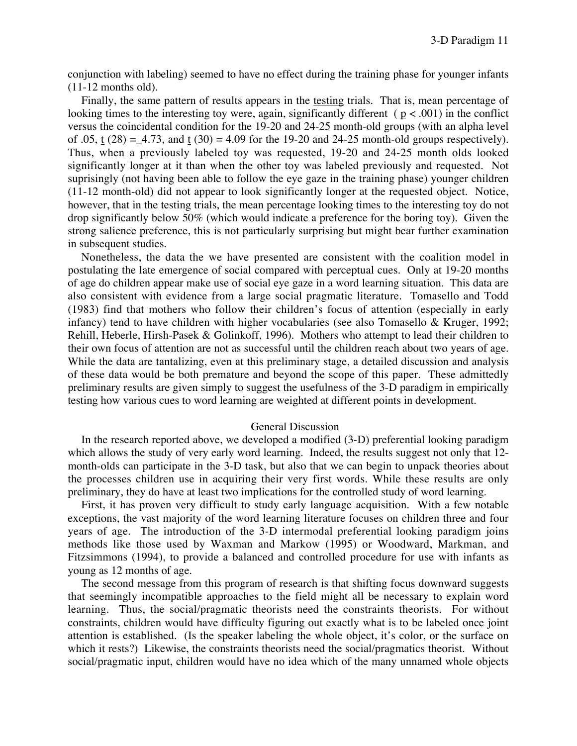conjunction with labeling) seemed to have no effect during the training phase for younger infants (11-12 months old).

Finally, the same pattern of results appears in the testing trials. That is, mean percentage of looking times to the interesting toy were, again, significantly different ( $p < .001$) in the conflict versus the coincidental condition for the 19-20 and 24-25 month-old groups (with an alpha level of .05, $t\ (28) = 4.73$, and $t\ (30) = 4.09$ for the 19-20 and 24-25 month-old groups respectively). Thus, when a previously labeled toy was requested, 19-20 and 24-25 month olds looked significantly longer at it than when the other toy was labeled previously and requested. Not suprisingly (not having been able to follow the eye gaze in the training phase) younger children (11-12 month-old) did not appear to look significantly longer at the requested object. Notice, however, that in the testing trials, the mean percentage looking times to the interesting toy do not drop significantly below 50% (which would indicate a preference for the boring toy). Given the strong salience preference, this is not particularly surprising but might bear further examination in subsequent studies.

Nonetheless, the data the we have presented are consistent with the coalition model in postulating the late emergence of social compared with perceptual cues. Only at 19-20 months of age do children appear make use of social eye gaze in a word learning situation. This data are also consistent with evidence from a large social pragmatic literature. Tomasello and Todd (1983) find that mothers who follow their children's focus of attention (especially in early infancy) tend to have children with higher vocabularies (see also Tomasello & Kruger, 1992; Rehill, Heberle, Hirsh-Pasek & Golinkoff, 1996). Mothers who attempt to lead their children to their own focus of attention are not as successful until the children reach about two years of age. While the data are tantalizing, even at this preliminary stage, a detailed discussion and analysis of these data would be both premature and beyond the scope of this paper. These admittedly preliminary results are given simply to suggest the usefulness of the 3-D paradigm in empirically testing how various cues to word learning are weighted at different points in development.

## General Discussion

In the research reported above, we developed a modified (3-D) preferential looking paradigm which allows the study of very early word learning. Indeed, the results suggest not only that 12-month-olds can participate in the 3-D task, but also that we can begin to unpack theories about the processes children use in acquiring their very first words. While these results are only preliminary, they do have at least two implications for the controlled study of word learning.

First, it has proven very difficult to study early language acquisition. With a few notable exceptions, the vast majority of the word learning literature focuses on children three and four years of age. The introduction of the 3-D intermodal preferential looking paradigm joins methods like those used by Waxman and Markow (1995) or Woodward, Markman, and Fitzsimmons (1994), to provide a balanced and controlled procedure for use with infants as young as 12 months of age.

The second message from this program of research is that shifting focus downward suggests that seemingly incompatible approaches to the field might all be necessary to explain word learning. Thus, the social/pragmatic theorists need the constraints theorists. For without constraints, children would have difficulty figuring out exactly what is to be labeled once joint attention is established. (Is the speaker labeling the whole object, it's color, or the surface on which it rests?) Likewise, the constraints theorists need the social/pragmatics theorist. Without social/pragmatic input, children would have no idea which of the many unnamed whole objects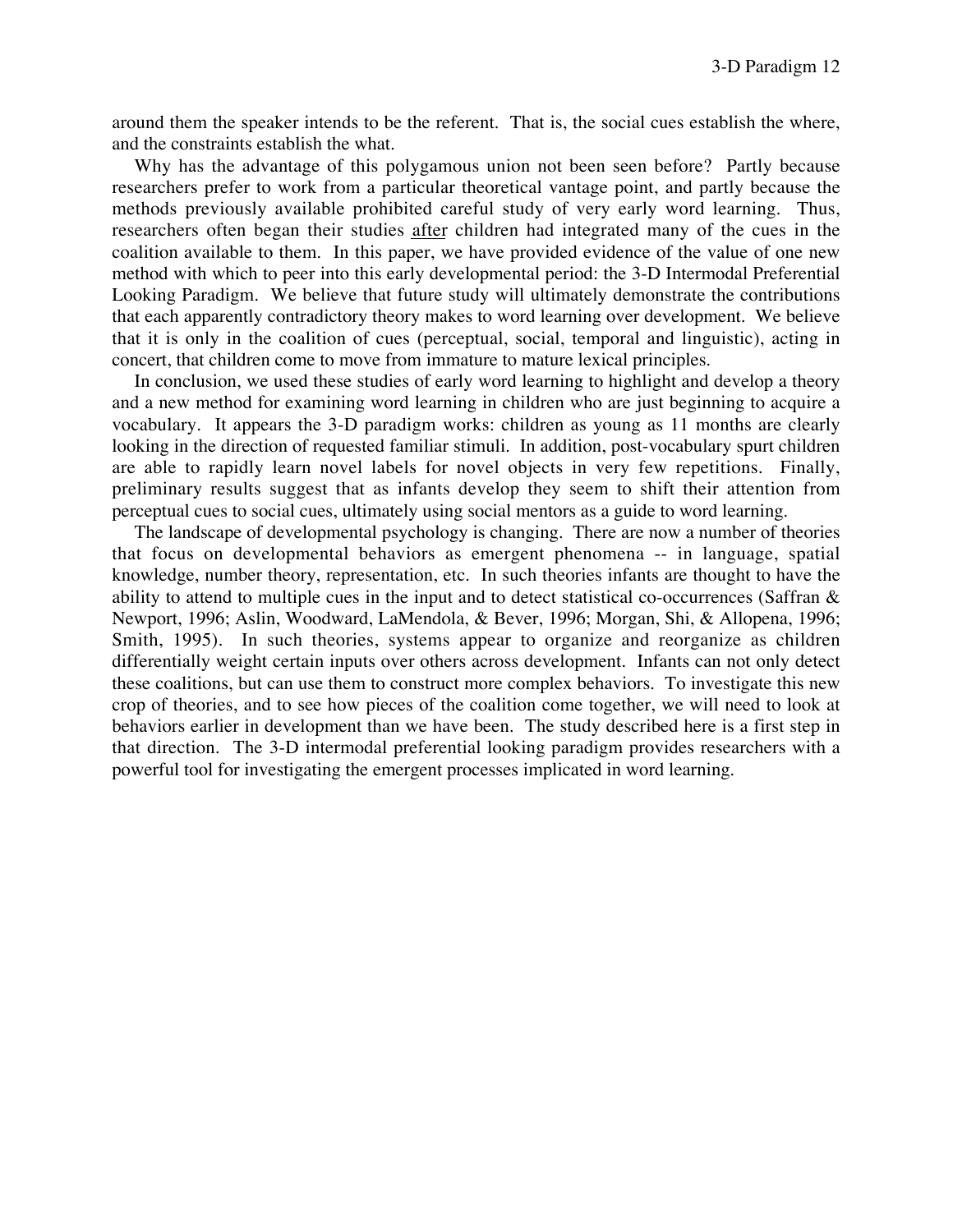around them the speaker intends to be the referent. That is, the social cues establish the where, and the constraints establish the what.

Why has the advantage of this polygamous union not been seen before? Partly because researchers prefer to work from a particular theoretical vantage point, and partly because the methods previously available prohibited careful study of very early word learning. Thus, researchers often began their studies <u>after</u> children had integrated many of the cues in the coalition available to them. In this paper, we have provided evidence of the value of one new method with which to peer into this early developmental period: the 3-D Intermodal Preferential Looking Paradigm. We believe that future study will ultimately demonstrate the contributions that each apparently contradictory theory makes to word learning over development. We believe that it is only in the coalition of cues (perceptual, social, temporal and linguistic), acting in concert, that children come to move from immature to mature lexical principles.

In conclusion, we used these studies of early word learning to highlight and develop a theory and a new method for examining word learning in children who are just beginning to acquire a vocabulary. It appears the 3-D paradigm works: children as young as 11 months are clearly looking in the direction of requested familiar stimuli. In addition, post-vocabulary spurt children are able to rapidly learn novel labels for novel objects in very few repetitions. Finally, preliminary results suggest that as infants develop they seem to shift their attention from perceptual cues to social cues, ultimately using social mentors as a guide to word learning.

The landscape of developmental psychology is changing. There are now a number of theories that focus on developmental behaviors as emergent phenomena -- in language, spatial knowledge, number theory, representation, etc. In such theories infants are thought to have the ability to attend to multiple cues in the input and to detect statistical co-occurrences (Saffran & Newport, 1996; Aslin, Woodward, LaMendola, & Bever, 1996; Morgan, Shi, & Allopena, 1996; Smith, 1995). In such theories, systems appear to organize and reorganize as children differentially weight certain inputs over others across development. Infants can not only detect these coalitions, but can use them to construct more complex behaviors. To investigate this new crop of theories, and to see how pieces of the coalition come together, we will need to look at behaviors earlier in development than we have been. The study described here is a first step in that direction. The 3-D intermodal preferential looking paradigm provides researchers with a powerful tool for investigating the emergent processes implicated in word learning.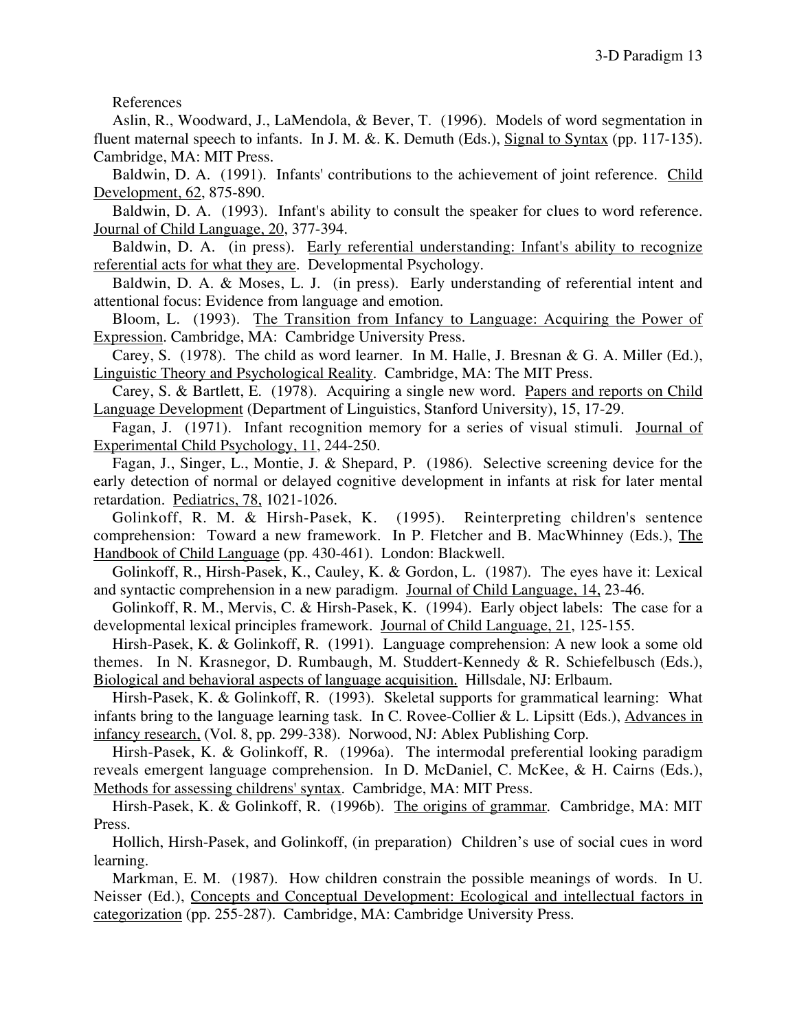References

Aslin, R., Woodward, J., LaMendola, & Bever, T. (1996). Models of word segmentation in fluent maternal speech to infants. In J. M. &. K. Demuth (Eds.), Signal to Syntax (pp. 117-135). Cambridge, MA: MIT Press.

Baldwin, D. A. (1991). Infants' contributions to the achievement of joint reference. Child Development, 62, 875-890.

Baldwin, D. A. (1993). Infant's ability to consult the speaker for clues to word reference. Journal of Child Language, 20, 377-394.

Baldwin, D. A. (in press). Early referential understanding: Infant's ability to recognize referential acts for what they are. Developmental Psychology.

Baldwin, D. A. & Moses, L. J. (in press). Early understanding of referential intent and attentional focus: Evidence from language and emotion.

Bloom, L. (1993). The Transition from Infancy to Language: Acquiring the Power of Expression. Cambridge, MA: Cambridge University Press.

Carey, S. (1978). The child as word learner. In M. Halle, J. Bresnan & G. A. Miller (Ed.), Linguistic Theory and Psychological Reality. Cambridge, MA: The MIT Press.

Carey, S. & Bartlett, E. (1978). Acquiring a single new word. Papers and reports on Child Language Development (Department of Linguistics, Stanford University), 15, 17-29.

Fagan, J. (1971). Infant recognition memory for a series of visual stimuli. Journal of Experimental Child Psychology, 11, 244-250.

Fagan, J., Singer, L., Montie, J. & Shepard, P. (1986). Selective screening device for the early detection of normal or delayed cognitive development in infants at risk for later mental retardation. Pediatrics, 78, 1021-1026.

Golinkoff, R. M. & Hirsh-Pasek, K. (1995). Reinterpreting children's sentence comprehension: Toward a new framework. In P. Fletcher and B. MacWhinney (Eds.), The Handbook of Child Language (pp. 430-461). London: Blackwell.

Golinkoff, R., Hirsh-Pasek, K., Cauley, K. & Gordon, L. (1987). The eyes have it: Lexical and syntactic comprehension in a new paradigm. Journal of Child Language, 14, 23-46.

Golinkoff, R. M., Mervis, C. & Hirsh-Pasek, K. (1994). Early object labels: The case for a developmental lexical principles framework. Journal of Child Language, 21, 125-155.

Hirsh-Pasek, K. & Golinkoff, R. (1991). Language comprehension: A new look a some old themes. In N. Krasnegor, D. Rumbaugh, M. Studdert-Kennedy & R. Schiefelbusch (Eds.), Biological and behavioral aspects of language acquisition. Hillsdale, NJ: Erlbaum.

Hirsh-Pasek, K. & Golinkoff, R. (1993). Skeletal supports for grammatical learning: What infants bring to the language learning task. In C. Rovee-Collier & L. Lipsitt (Eds.), Advances in infancy research, (Vol. 8, pp. 299-338). Norwood, NJ: Ablex Publishing Corp.

Hirsh-Pasek, K. & Golinkoff, R. (1996a). The intermodal preferential looking paradigm reveals emergent language comprehension. In D. McDaniel, C. McKee, & H. Cairns (Eds.), Methods for assessing childrens' syntax. Cambridge, MA: MIT Press.

Hirsh-Pasek, K. & Golinkoff, R. (1996b). The origins of grammar. Cambridge, MA: MIT Press.

Hollich, Hirsh-Pasek, and Golinkoff, (in preparation) Children's use of social cues in word learning.

Markman, E. M. (1987). How children constrain the possible meanings of words. In U. Neisser (Ed.), Concepts and Conceptual Development: Ecological and intellectual factors in categorization (pp. 255-287). Cambridge, MA: Cambridge University Press.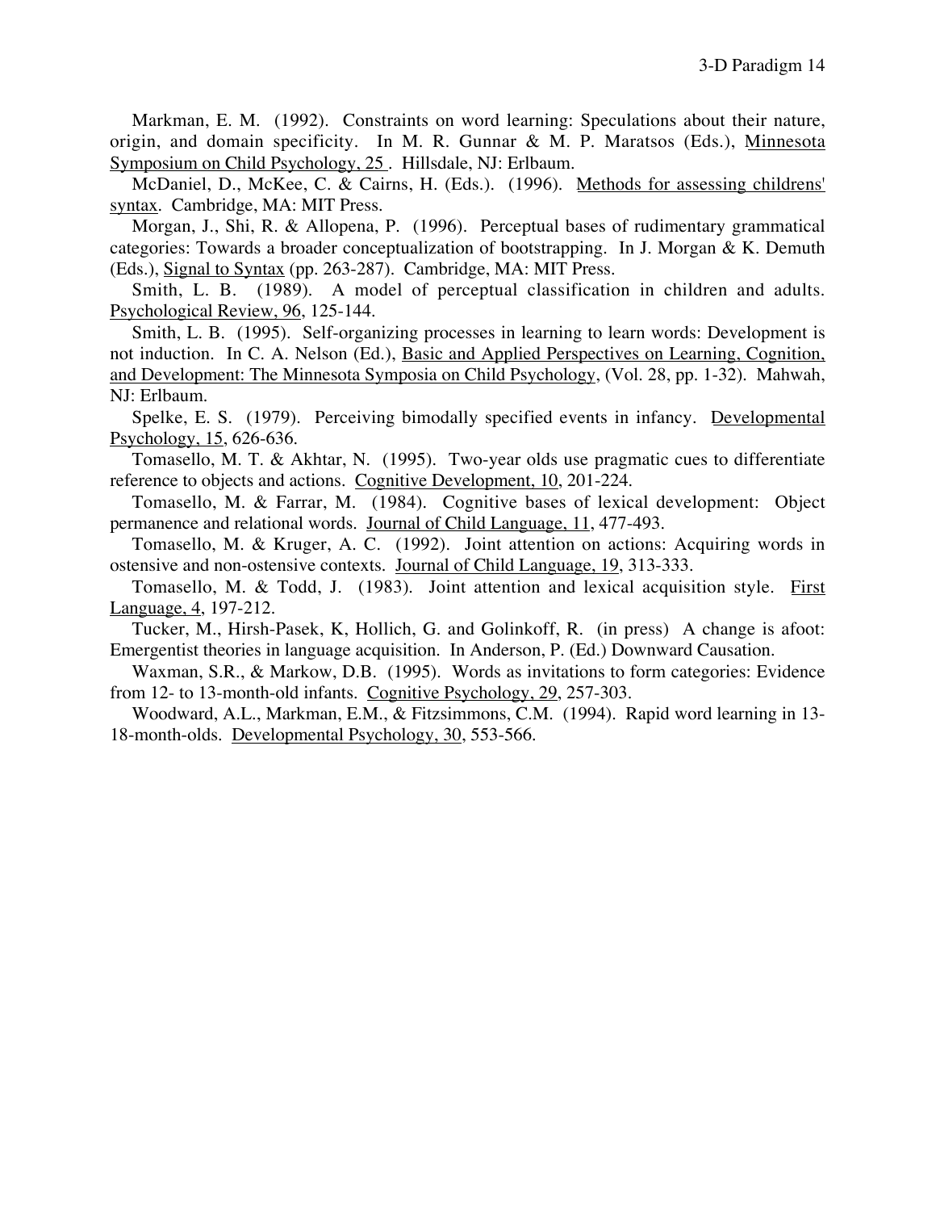Markman, E. M. (1992). Constraints on word learning: Speculations about their nature, origin, and domain specificity. In M. R. Gunnar & M. P. Maratsos (Eds.), Minnesota Symposium on Child Psychology, 25 . Hillsdale, NJ: Erlbaum.

McDaniel, D., McKee, C. & Cairns, H. (Eds.). (1996). Methods for assessing childrens' syntax. Cambridge, MA: MIT Press.

Morgan, J., Shi, R. & Allopena, P. (1996). Perceptual bases of rudimentary grammatical categories: Towards a broader conceptualization of bootstrapping. In J. Morgan & K. Demuth (Eds.), Signal to Syntax (pp. 263-287). Cambridge, MA: MIT Press.

Smith, L. B. (1989). A model of perceptual classification in children and adults. Psychological Review, 96, 125-144.

Smith, L. B. (1995). Self-organizing processes in learning to learn words: Development is not induction. In C. A. Nelson (Ed.), Basic and Applied Perspectives on Learning, Cognition, and Development: The Minnesota Symposia on Child Psychology, (Vol. 28, pp. 1-32). Mahwah, NJ: Erlbaum.

Spelke, E. S. (1979). Perceiving bimodally specified events in infancy. Developmental Psychology, 15, 626-636.

Tomasello, M. T. & Akhtar, N. (1995). Two-year olds use pragmatic cues to differentiate reference to objects and actions. Cognitive Development, 10, 201-224.

Tomasello, M. & Farrar, M. (1984). Cognitive bases of lexical development: Object permanence and relational words. Journal of Child Language, 11, 477-493.

Tomasello, M. & Kruger, A. C. (1992). Joint attention on actions: Acquiring words in ostensive and non-ostensive contexts. Journal of Child Language, 19, 313-333.

Tomasello, M. & Todd, J. (1983). Joint attention and lexical acquisition style. First Language, 4, 197-212.

Tucker, M., Hirsh-Pasek, K, Hollich, G. and Golinkoff, R. (in press) A change is afoot: Emergentist theories in language acquisition. In Anderson, P. (Ed.) Downward Causation.

Waxman, S.R., & Markow, D.B. (1995). Words as invitations to form categories: Evidence from 12- to 13-month-old infants. Cognitive Psychology, 29, 257-303.

Woodward, A.L., Markman, E.M., & Fitzsimmons, C.M. (1994). Rapid word learning in 13-18-month-olds. Developmental Psychology, 30, 553-566.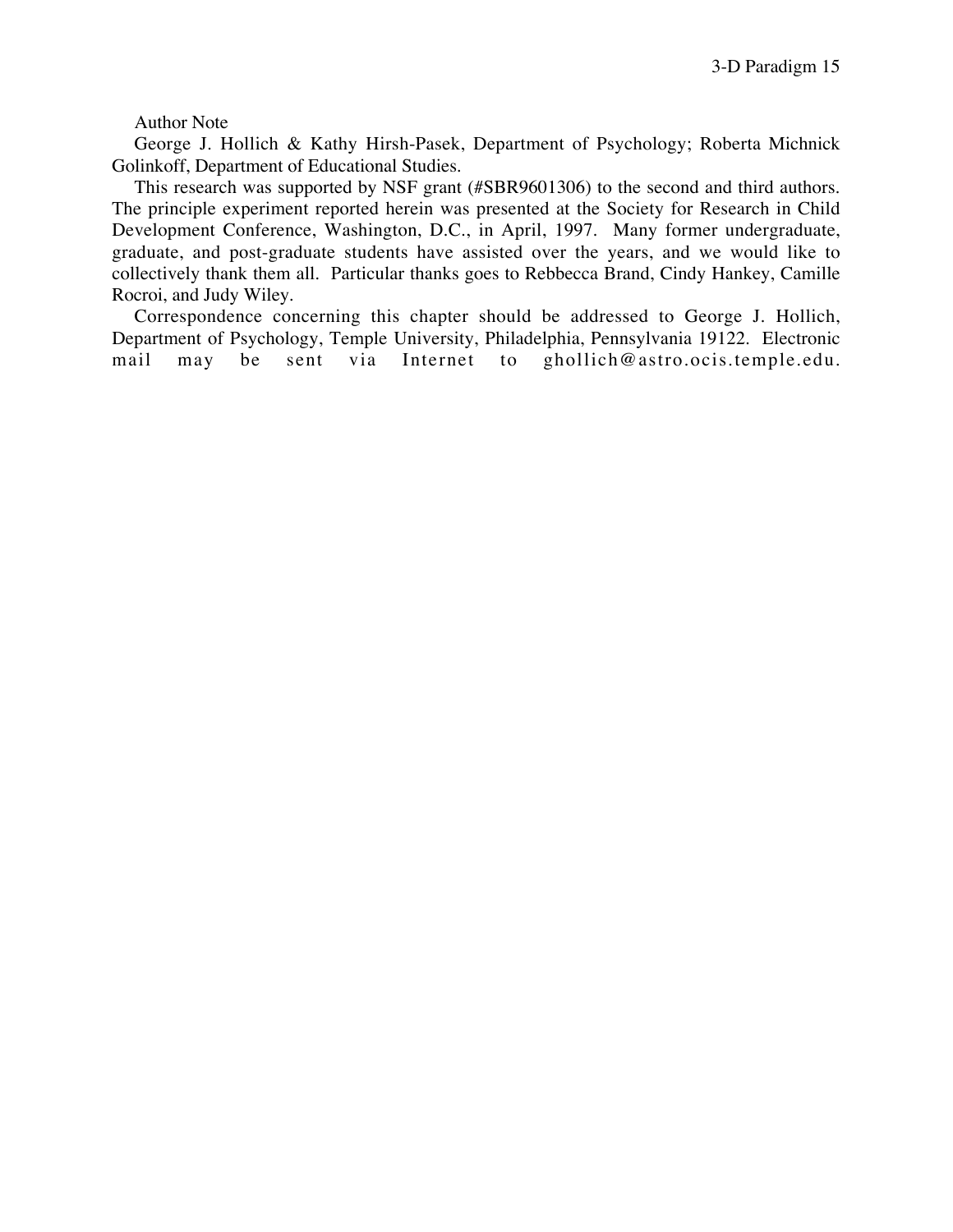Author Note

George J. Hollich & Kathy Hirsh-Pasek, Department of Psychology; Roberta Michnick Golinkoff, Department of Educational Studies.

This research was supported by NSF grant (#SBR9601306) to the second and third authors. The principle experiment reported herein was presented at the Society for Research in Child Development Conference, Washington, D.C., in April, 1997. Many former undergraduate, graduate, and post-graduate students have assisted over the years, and we would like to collectively thank them all. Particular thanks goes to Rebbecca Brand, Cindy Hankey, Camille Rocroi, and Judy Wiley.

Correspondence concerning this chapter should be addressed to George J. Hollich, Department of Psychology, Temple University, Philadelphia, Pennsylvania 19122. Electronic mail may be sent via Internet to ghollich@astro.ocis.temple.edu.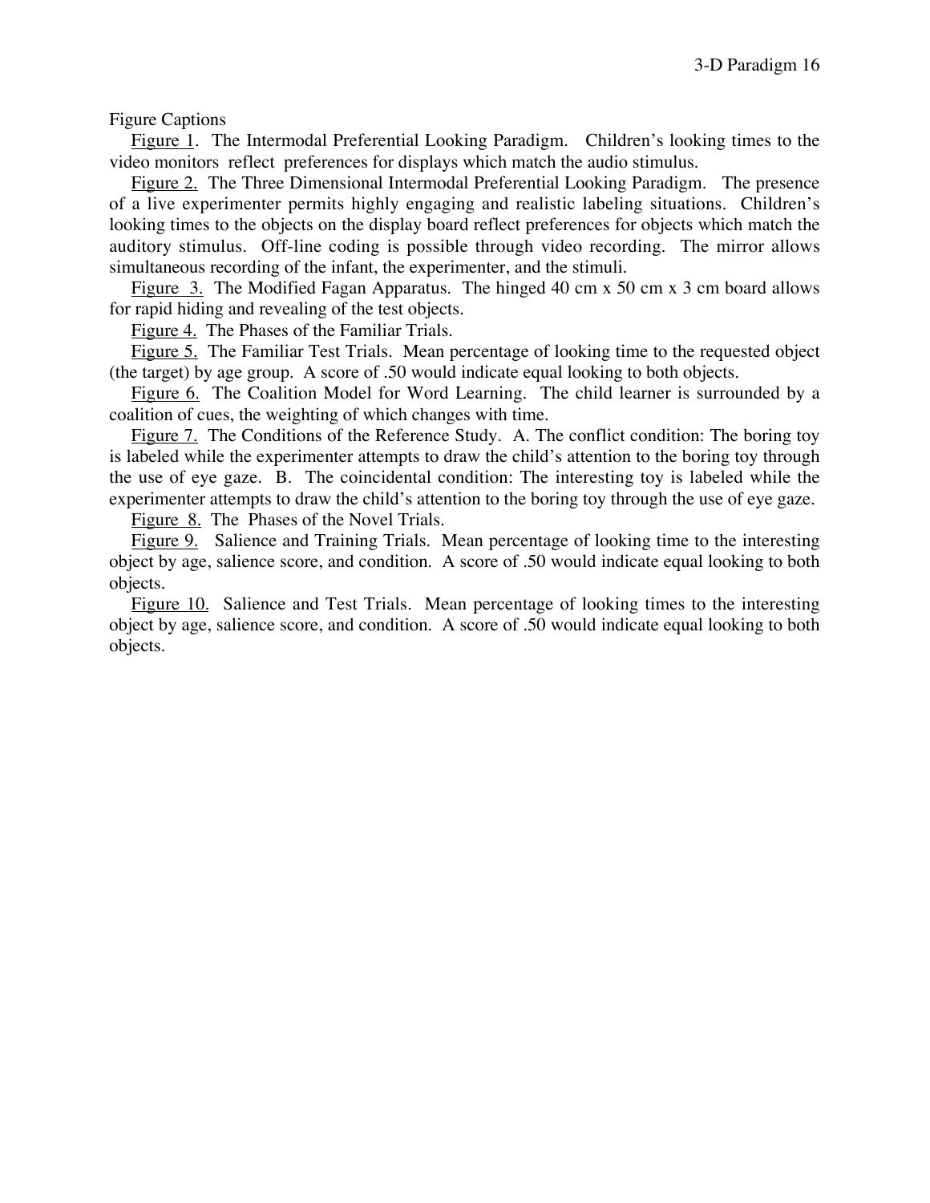Figure Captions

Figure 1. The Intermodal Preferential Looking Paradigm. Children's looking times to the video monitors reflect preferences for displays which match the audio stimulus.

Figure 2. The Three Dimensional Intermodal Preferential Looking Paradigm. The presence of a live experimenter permits highly engaging and realistic labeling situations. Children's looking times to the objects on the display board reflect preferences for objects which match the auditory stimulus. Off-line coding is possible through video recording. The mirror allows simultaneous recording of the infant, the experimenter, and the stimuli.

Figure 3. The Modified Fagan Apparatus. The hinged 40 cm x 50 cm x 3 cm board allows for rapid hiding and revealing of the test objects.

Figure 4. The Phases of the Familiar Trials.

Figure 5. The Familiar Test Trials. Mean percentage of looking time to the requested object (the target) by age group. A score of .50 would indicate equal looking to both objects.

Figure 6. The Coalition Model for Word Learning. The child learner is surrounded by a coalition of cues, the weighting of which changes with time.

Figure 7. The Conditions of the Reference Study. A. The conflict condition: The boring toy is labeled while the experimenter attempts to draw the child's attention to the boring toy through the use of eye gaze. B. The coincidental condition: The interesting toy is labeled while the experimenter attempts to draw the child's attention to the boring toy through the use of eye gaze.

Figure 8. The Phases of the Novel Trials.

Figure 9. Salience and Training Trials. Mean percentage of looking time to the interesting object by age, salience score, and condition. A score of .50 would indicate equal looking to both objects.

Figure 10. Salience and Test Trials. Mean percentage of looking times to the interesting object by age, salience score, and condition. A score of .50 would indicate equal looking to both objects.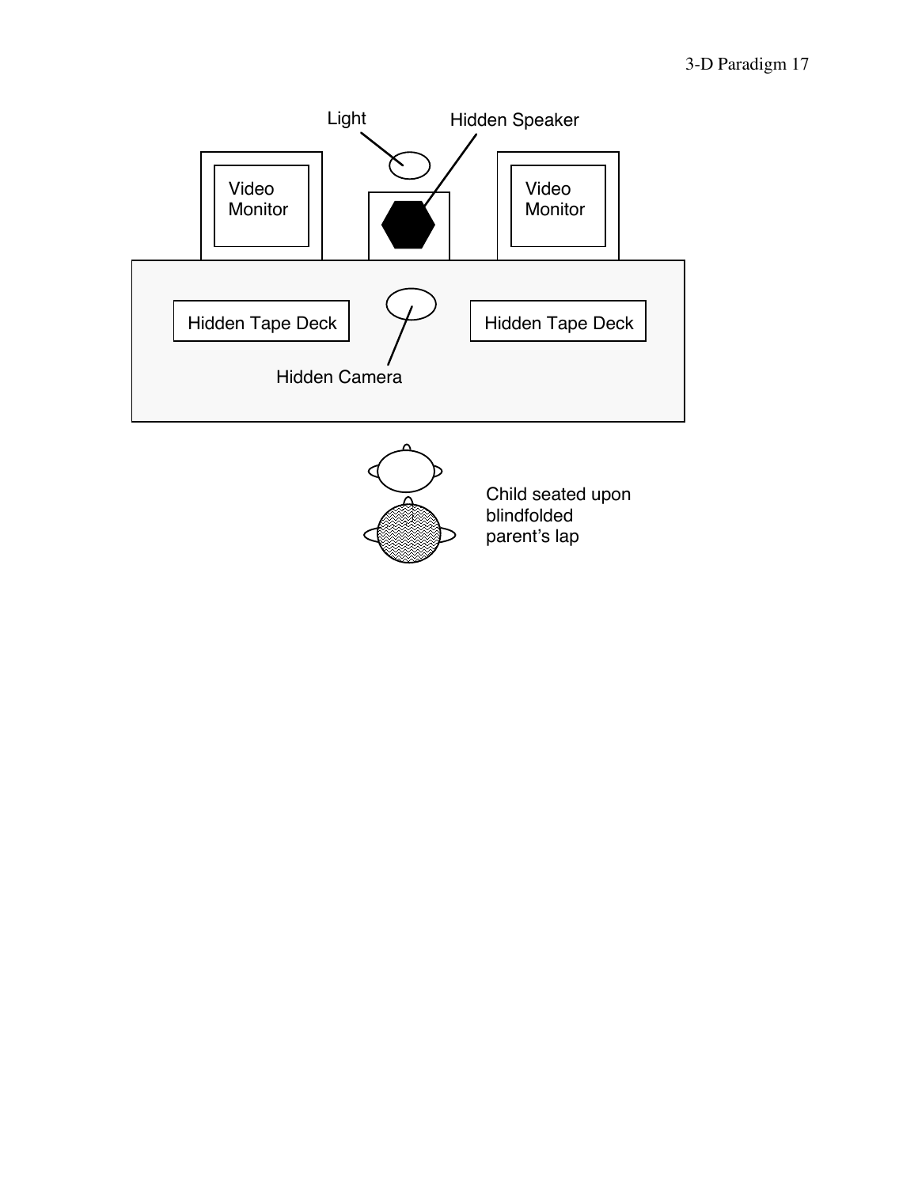Light

Hidden Speaker

Video Monitor

Video Monitor

Hidden Tape Deck

Hidden Tape Deck

Hidden Camera

Child seated upon blindfolded parent's lap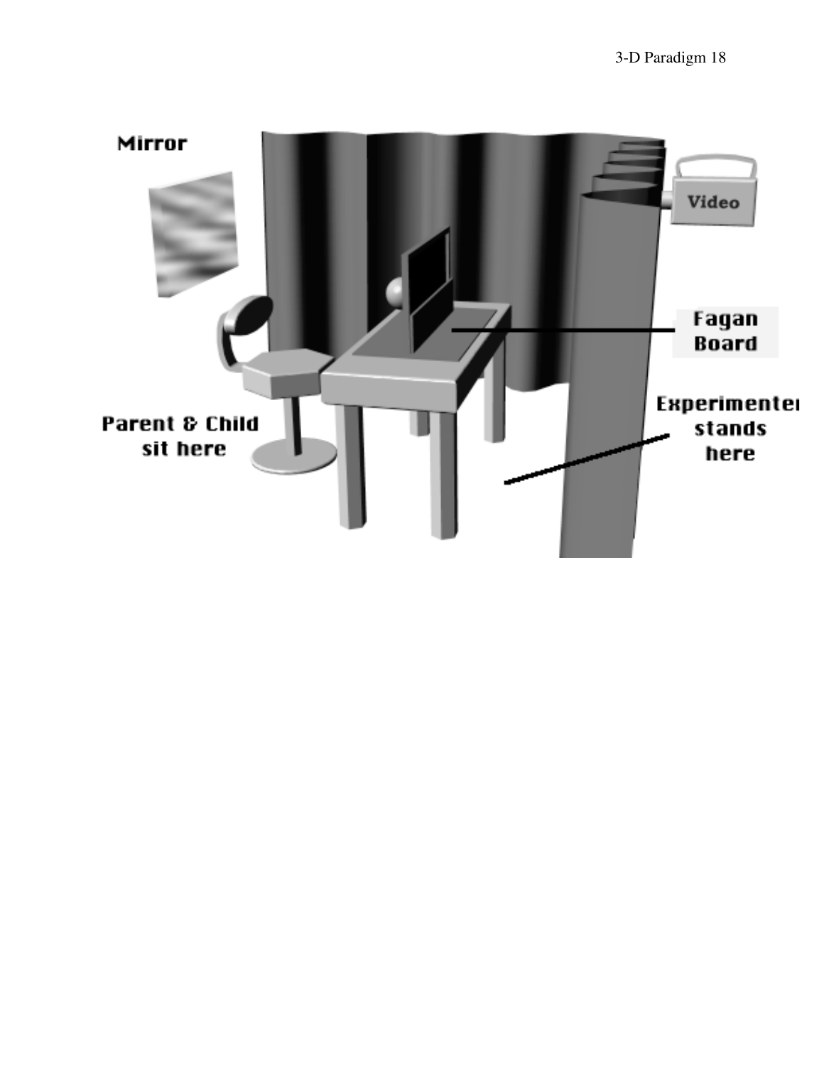Mirror

Video

Fagan Board

Parent & Child sit here

Experimenter stands here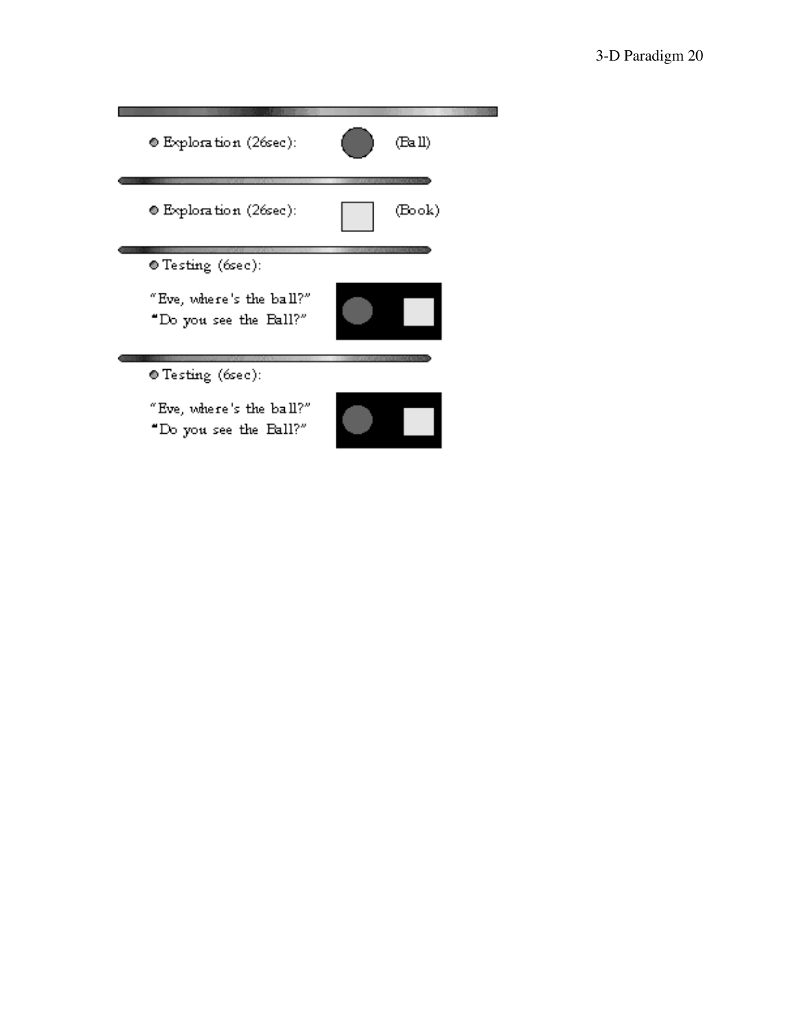- Exploration (26sec): (Ball)

- Exploration (26sec): (Book)

- Testing (6sec):

  "Eve, where's the ball?"
  "Do you see the Ball?"

- Testing (6sec):

  "Eve, where's the ball?"
  "Do you see the Ball?"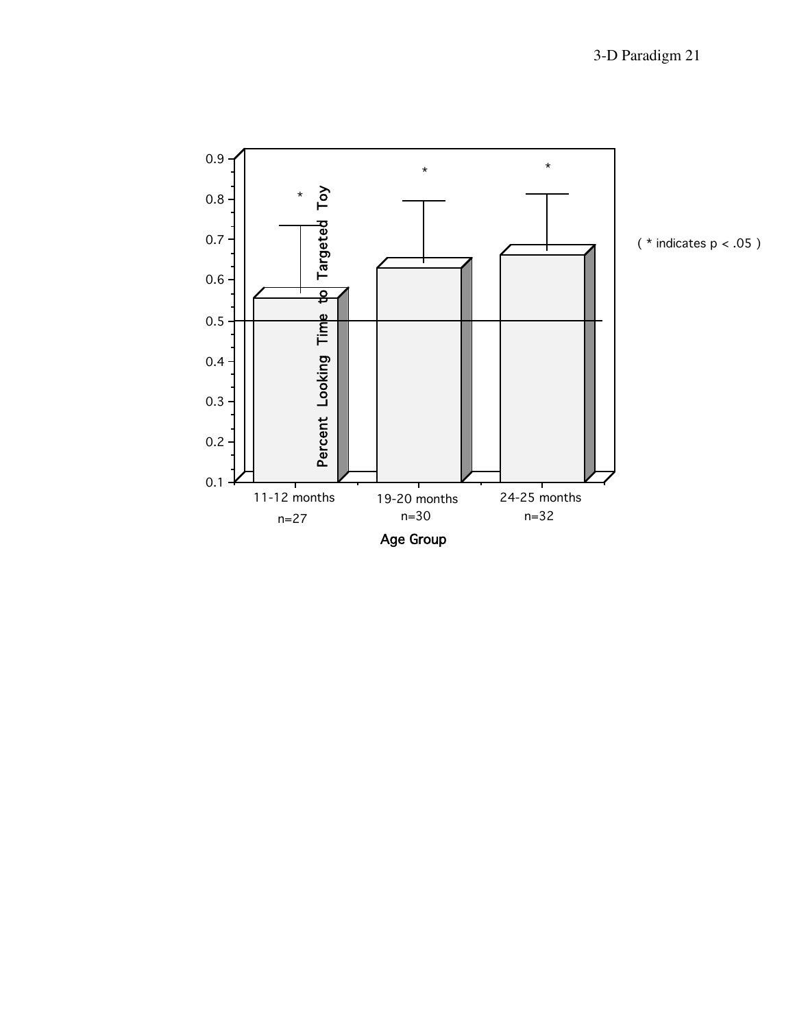( * indicates $p < .05$ )

Percent Looking Time to Targeted Toy

0.9
0.8
0.7
0.6
0.5
0.4
0.3
0.2
0.1

| 11-12 months | 19-20 months | 24-25 months |
| --- | --- | --- |
| n=27 | n=30 | n=32 |

Age Group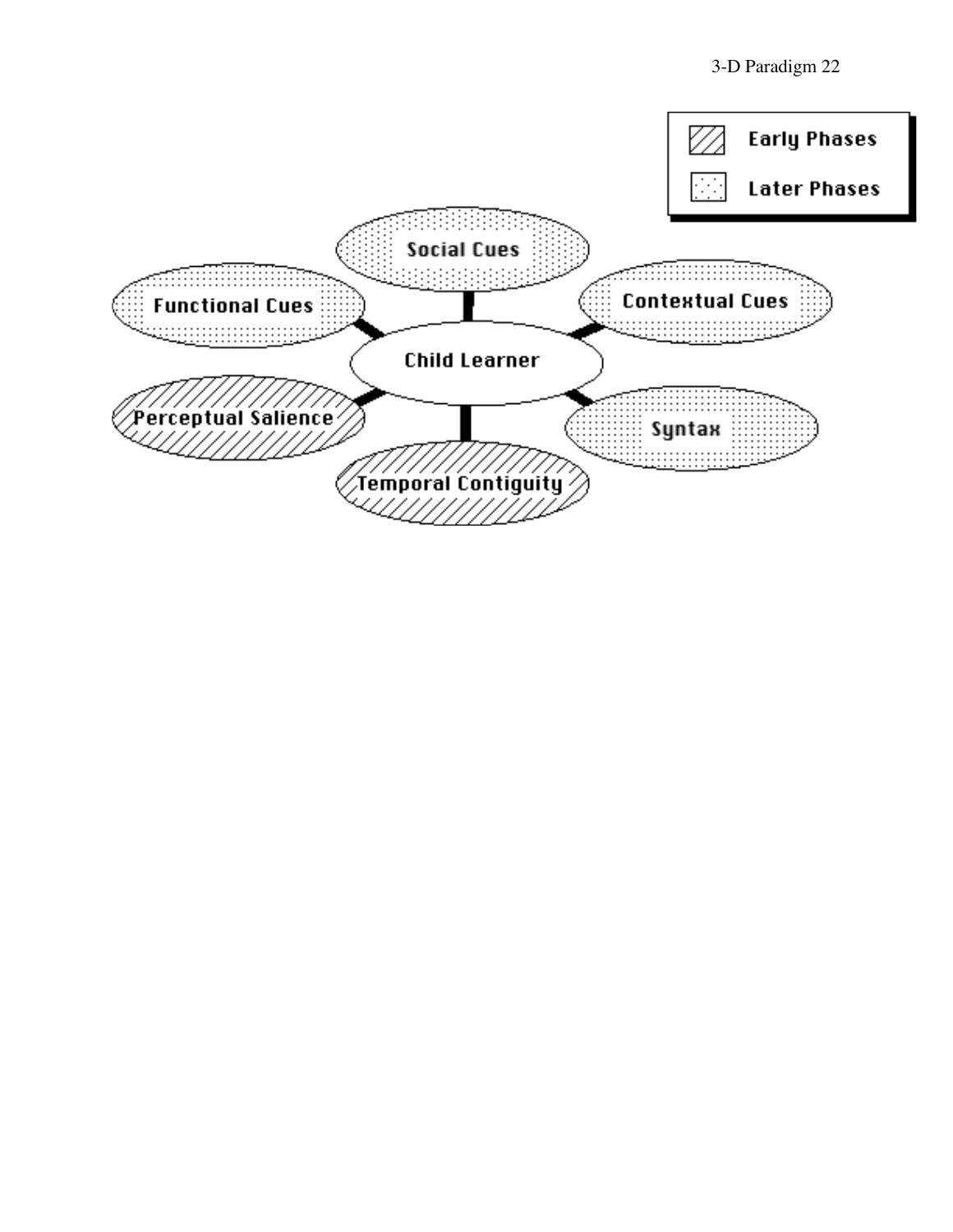Early Phases

Later Phases

Social Cues

Functional Cues

Contextual Cues

Child Learner

Perceptual Salience

Syntax

Temporal Contiguity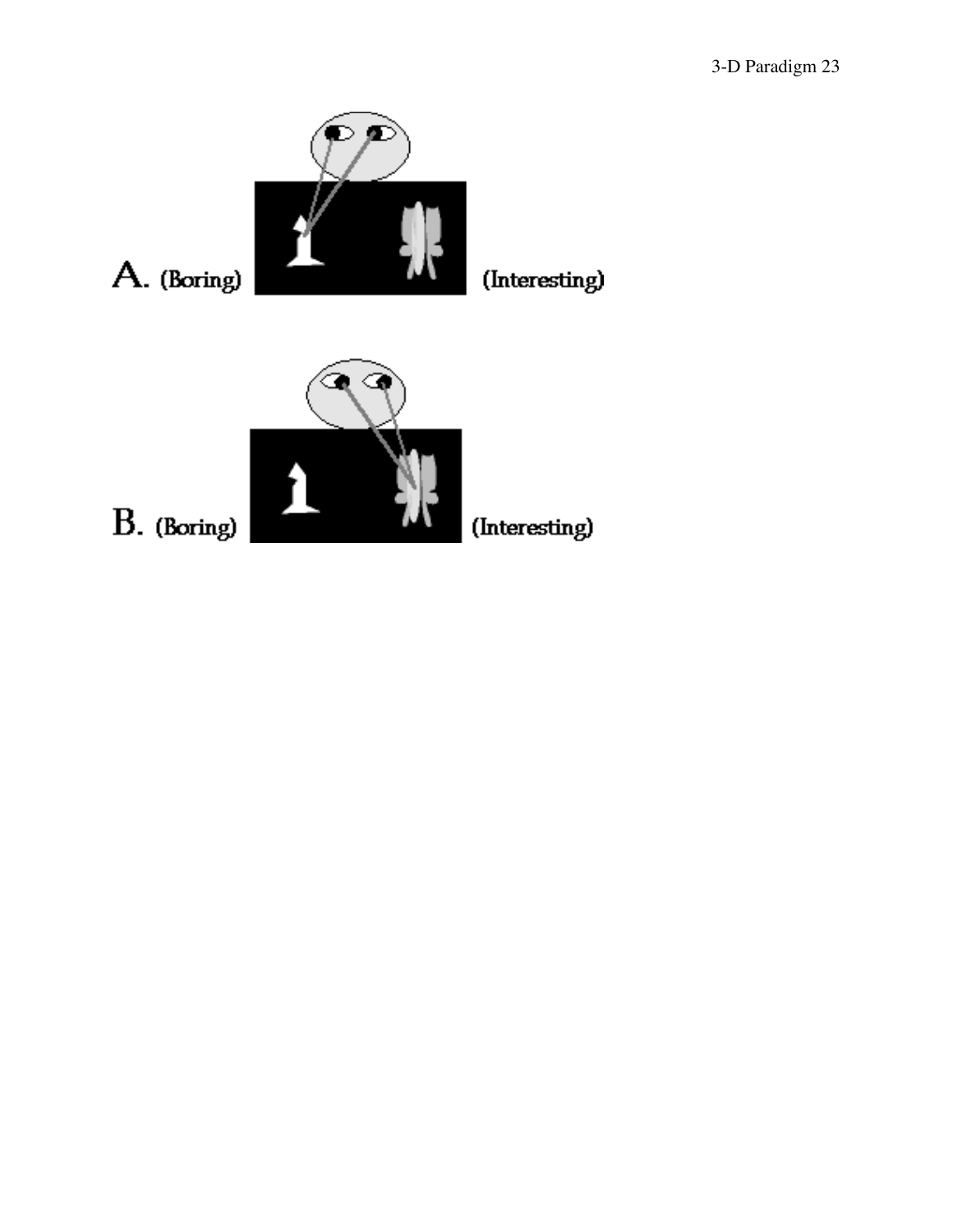A. (Boring) (Interesting)

B. (Boring) (Interesting)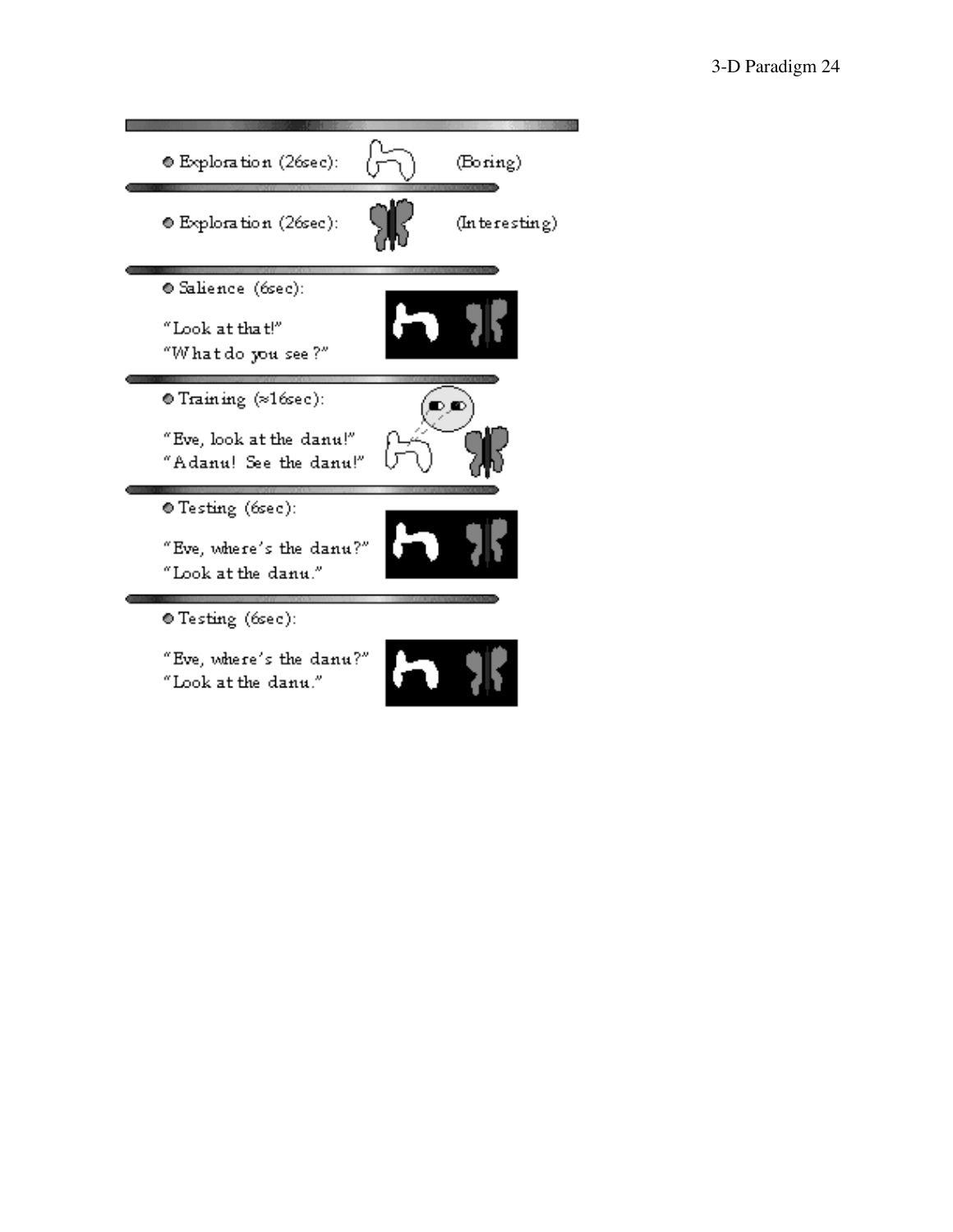Exploration (26sec): (Boring)

Exploration (26sec): (Interesting)

Salience (6sec):

"Look at that!"
"What do you see?"

Training (≈16sec):

"Eve, look at the danu!"
"A danu! See the danu!"

Testing (6sec):

"Eve, where's the danu?"
"Look at the danu."

Testing (6sec):

"Eve, where's the danu?"
"Look at the danu."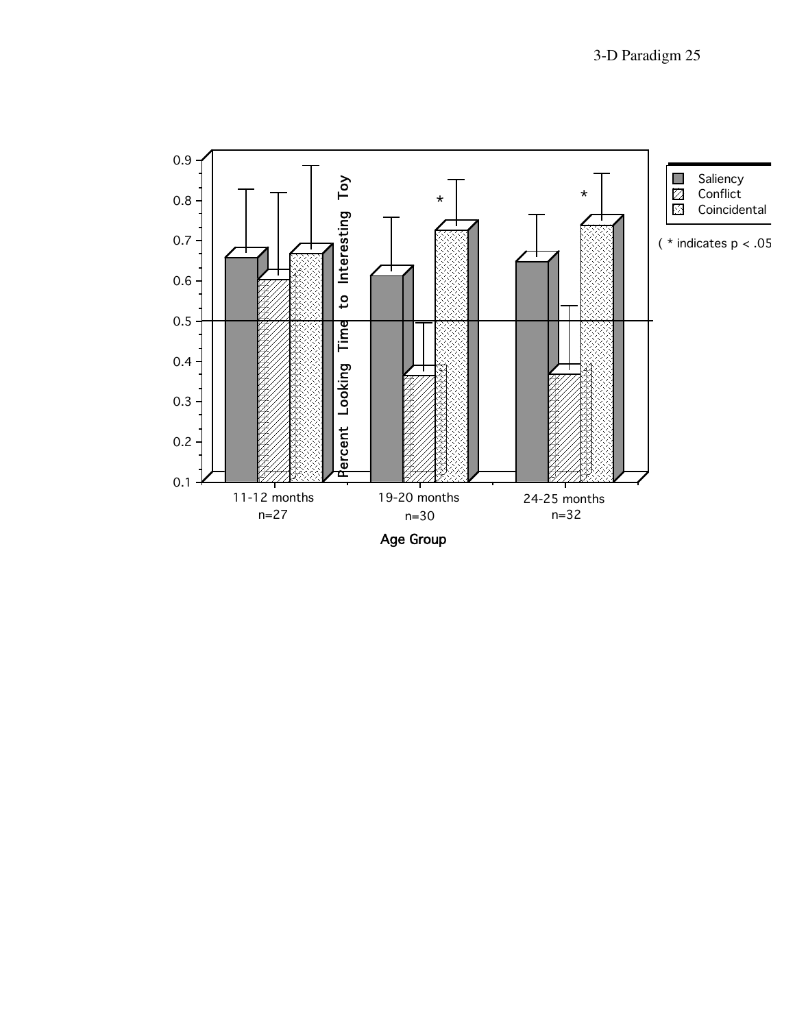Percent Looking Time to Interesting Toy

0.9
0.8
0.7
0.6
0.5
0.4
0.3
0.2
0.1

Saliency
Conflict
Coincidental

( * indicates p < .05

*

*

11-12 months
n=27

19-20 months
n=30

24-25 months
n=32

Age Group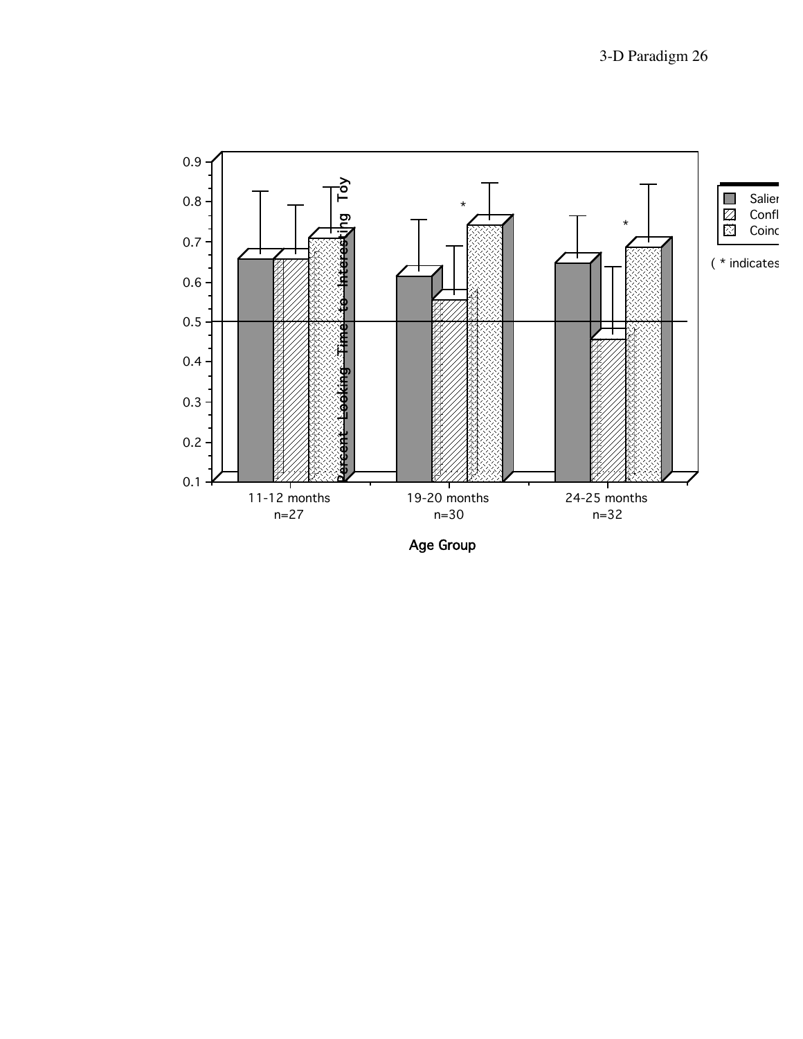0.9
0.8
0.7
0.6
0.5
0.4
0.3
0.2
0.1

Percent Looking Time to Interesting Toy

*
*

11-12 months
n=27

19-20 months
n=30

24-25 months
n=32

Age Group

Salier
Confl
Coinc

( * indicates